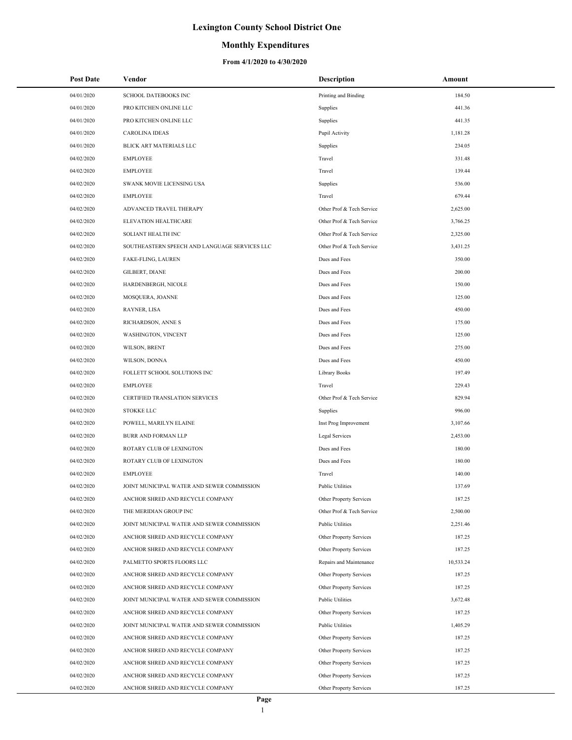# Lexington County School District One

## Monthly Expenditures

### From 4/1/2020 to 4/30/2020

| Post Date | Vendor | Description | Amount |
|---|---|---|---|
| 04/01/2020 | SCHOOL DATEBOOKS INC | Printing and Binding | 184.50 |
| 04/01/2020 | PRO KITCHEN ONLINE LLC | Supplies | 441.36 |
| 04/01/2020 | PRO KITCHEN ONLINE LLC | Supplies | 441.35 |
| 04/01/2020 | CAROLINA IDEAS | Pupil Activity | 1,181.28 |
| 04/01/2020 | BLICK ART MATERIALS LLC | Supplies | 234.05 |
| 04/02/2020 | EMPLOYEE | Travel | 331.48 |
| 04/02/2020 | EMPLOYEE | Travel | 139.44 |
| 04/02/2020 | SWANK MOVIE LICENSING USA | Supplies | 536.00 |
| 04/02/2020 | EMPLOYEE | Travel | 679.44 |
| 04/02/2020 | ADVANCED TRAVEL THERAPY | Other Prof & Tech Service | 2,625.00 |
| 04/02/2020 | ELEVATION HEALTHCARE | Other Prof & Tech Service | 3,766.25 |
| 04/02/2020 | SOLIANT HEALTH INC | Other Prof & Tech Service | 2,325.00 |
| 04/02/2020 | SOUTHEASTERN SPEECH AND LANGUAGE SERVICES LLC | Other Prof & Tech Service | 3,431.25 |
| 04/02/2020 | FAKE-FLING, LAUREN | Dues and Fees | 350.00 |
| 04/02/2020 | GILBERT, DIANE | Dues and Fees | 200.00 |
| 04/02/2020 | HARDENBERGH, NICOLE | Dues and Fees | 150.00 |
| 04/02/2020 | MOSQUERA, JOANNE | Dues and Fees | 125.00 |
| 04/02/2020 | RAYNER, LISA | Dues and Fees | 450.00 |
| 04/02/2020 | RICHARDSON, ANNE S | Dues and Fees | 175.00 |
| 04/02/2020 | WASHINGTON, VINCENT | Dues and Fees | 125.00 |
| 04/02/2020 | WILSON, BRENT | Dues and Fees | 275.00 |
| 04/02/2020 | WILSON, DONNA | Dues and Fees | 450.00 |
| 04/02/2020 | FOLLETT SCHOOL SOLUTIONS INC | Library Books | 197.49 |
| 04/02/2020 | EMPLOYEE | Travel | 229.43 |
| 04/02/2020 | CERTIFIED TRANSLATION SERVICES | Other Prof & Tech Service | 829.94 |
| 04/02/2020 | STOKKE LLC | Supplies | 996.00 |
| 04/02/2020 | POWELL, MARILYN ELAINE | Inst Prog Improvement | 3,107.66 |
| 04/02/2020 | BURR AND FORMAN LLP | Legal Services | 2,453.00 |
| 04/02/2020 | ROTARY CLUB OF LEXINGTON | Dues and Fees | 180.00 |
| 04/02/2020 | ROTARY CLUB OF LEXINGTON | Dues and Fees | 180.00 |
| 04/02/2020 | EMPLOYEE | Travel | 140.00 |
| 04/02/2020 | JOINT MUNICIPAL WATER AND SEWER COMMISSION | Public Utilities | 137.69 |
| 04/02/2020 | ANCHOR SHRED AND RECYCLE COMPANY | Other Property Services | 187.25 |
| 04/02/2020 | THE MERIDIAN GROUP INC | Other Prof & Tech Service | 2,500.00 |
| 04/02/2020 | JOINT MUNICIPAL WATER AND SEWER COMMISSION | Public Utilities | 2,251.46 |
| 04/02/2020 | ANCHOR SHRED AND RECYCLE COMPANY | Other Property Services | 187.25 |
| 04/02/2020 | ANCHOR SHRED AND RECYCLE COMPANY | Other Property Services | 187.25 |
| 04/02/2020 | PALMETTO SPORTS FLOORS LLC | Repairs and Maintenance | 10,533.24 |
| 04/02/2020 | ANCHOR SHRED AND RECYCLE COMPANY | Other Property Services | 187.25 |
| 04/02/2020 | ANCHOR SHRED AND RECYCLE COMPANY | Other Property Services | 187.25 |
| 04/02/2020 | JOINT MUNICIPAL WATER AND SEWER COMMISSION | Public Utilities | 3,672.48 |
| 04/02/2020 | ANCHOR SHRED AND RECYCLE COMPANY | Other Property Services | 187.25 |
| 04/02/2020 | JOINT MUNICIPAL WATER AND SEWER COMMISSION | Public Utilities | 1,405.29 |
| 04/02/2020 | ANCHOR SHRED AND RECYCLE COMPANY | Other Property Services | 187.25 |
| 04/02/2020 | ANCHOR SHRED AND RECYCLE COMPANY | Other Property Services | 187.25 |
| 04/02/2020 | ANCHOR SHRED AND RECYCLE COMPANY | Other Property Services | 187.25 |
| 04/02/2020 | ANCHOR SHRED AND RECYCLE COMPANY | Other Property Services | 187.25 |
| 04/02/2020 | ANCHOR SHRED AND RECYCLE COMPANY | Other Property Services | 187.25 |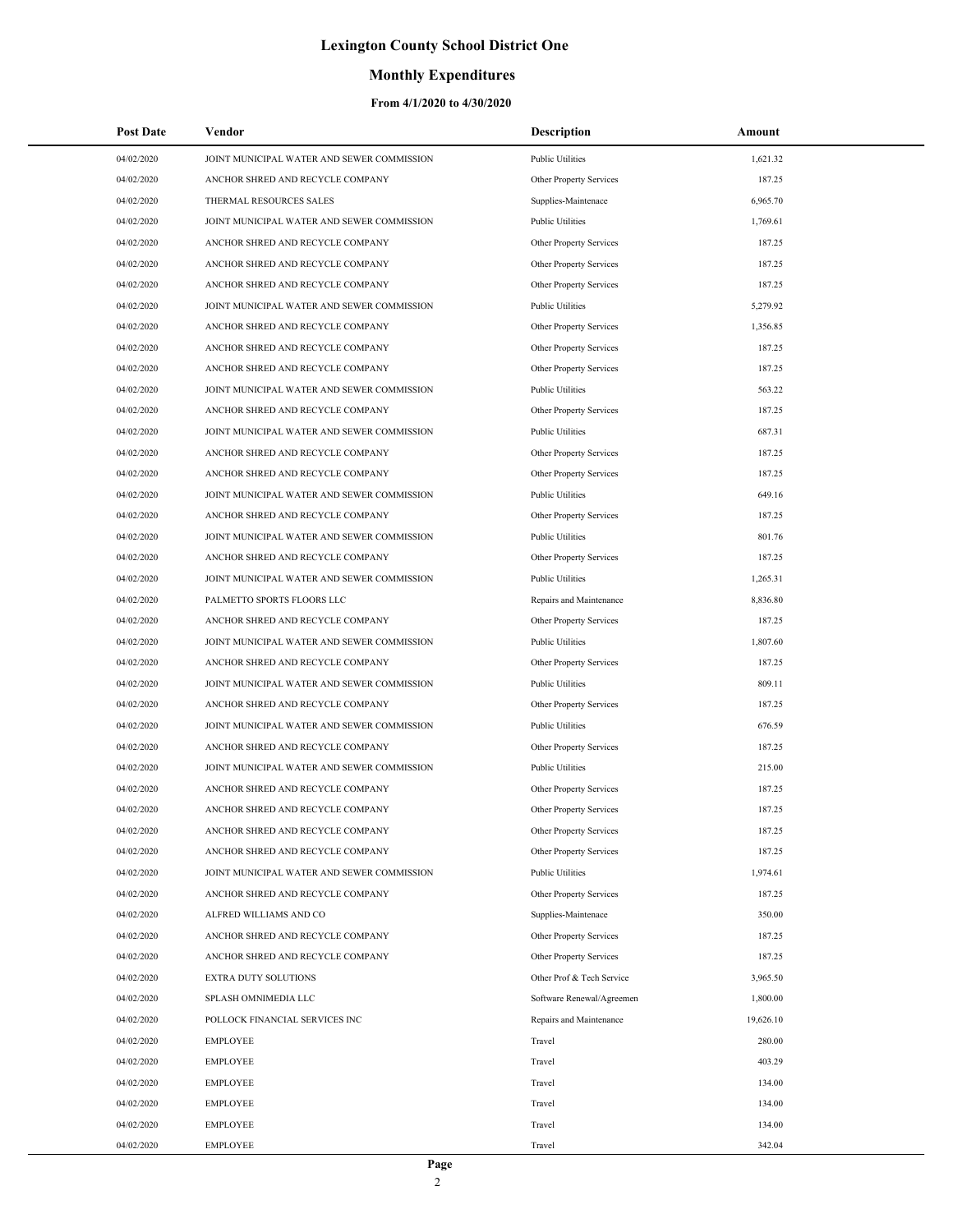# Lexington County School District One

## Monthly Expenditures

### From 4/1/2020 to 4/30/2020

| Post Date | Vendor | Description | Amount |
|---|---|---|---|
| 04/02/2020 | JOINT MUNICIPAL WATER AND SEWER COMMISSION | Public Utilities | 1,621.32 |
| 04/02/2020 | ANCHOR SHRED AND RECYCLE COMPANY | Other Property Services | 187.25 |
| 04/02/2020 | THERMAL RESOURCES SALES | Supplies-Maintenace | 6,965.70 |
| 04/02/2020 | JOINT MUNICIPAL WATER AND SEWER COMMISSION | Public Utilities | 1,769.61 |
| 04/02/2020 | ANCHOR SHRED AND RECYCLE COMPANY | Other Property Services | 187.25 |
| 04/02/2020 | ANCHOR SHRED AND RECYCLE COMPANY | Other Property Services | 187.25 |
| 04/02/2020 | ANCHOR SHRED AND RECYCLE COMPANY | Other Property Services | 187.25 |
| 04/02/2020 | JOINT MUNICIPAL WATER AND SEWER COMMISSION | Public Utilities | 5,279.92 |
| 04/02/2020 | ANCHOR SHRED AND RECYCLE COMPANY | Other Property Services | 1,356.85 |
| 04/02/2020 | ANCHOR SHRED AND RECYCLE COMPANY | Other Property Services | 187.25 |
| 04/02/2020 | ANCHOR SHRED AND RECYCLE COMPANY | Other Property Services | 187.25 |
| 04/02/2020 | JOINT MUNICIPAL WATER AND SEWER COMMISSION | Public Utilities | 563.22 |
| 04/02/2020 | ANCHOR SHRED AND RECYCLE COMPANY | Other Property Services | 187.25 |
| 04/02/2020 | JOINT MUNICIPAL WATER AND SEWER COMMISSION | Public Utilities | 687.31 |
| 04/02/2020 | ANCHOR SHRED AND RECYCLE COMPANY | Other Property Services | 187.25 |
| 04/02/2020 | ANCHOR SHRED AND RECYCLE COMPANY | Other Property Services | 187.25 |
| 04/02/2020 | JOINT MUNICIPAL WATER AND SEWER COMMISSION | Public Utilities | 649.16 |
| 04/02/2020 | ANCHOR SHRED AND RECYCLE COMPANY | Other Property Services | 187.25 |
| 04/02/2020 | JOINT MUNICIPAL WATER AND SEWER COMMISSION | Public Utilities | 801.76 |
| 04/02/2020 | ANCHOR SHRED AND RECYCLE COMPANY | Other Property Services | 187.25 |
| 04/02/2020 | JOINT MUNICIPAL WATER AND SEWER COMMISSION | Public Utilities | 1,265.31 |
| 04/02/2020 | PALMETTO SPORTS FLOORS LLC | Repairs and Maintenance | 8,836.80 |
| 04/02/2020 | ANCHOR SHRED AND RECYCLE COMPANY | Other Property Services | 187.25 |
| 04/02/2020 | JOINT MUNICIPAL WATER AND SEWER COMMISSION | Public Utilities | 1,807.60 |
| 04/02/2020 | ANCHOR SHRED AND RECYCLE COMPANY | Other Property Services | 187.25 |
| 04/02/2020 | JOINT MUNICIPAL WATER AND SEWER COMMISSION | Public Utilities | 809.11 |
| 04/02/2020 | ANCHOR SHRED AND RECYCLE COMPANY | Other Property Services | 187.25 |
| 04/02/2020 | JOINT MUNICIPAL WATER AND SEWER COMMISSION | Public Utilities | 676.59 |
| 04/02/2020 | ANCHOR SHRED AND RECYCLE COMPANY | Other Property Services | 187.25 |
| 04/02/2020 | JOINT MUNICIPAL WATER AND SEWER COMMISSION | Public Utilities | 215.00 |
| 04/02/2020 | ANCHOR SHRED AND RECYCLE COMPANY | Other Property Services | 187.25 |
| 04/02/2020 | ANCHOR SHRED AND RECYCLE COMPANY | Other Property Services | 187.25 |
| 04/02/2020 | ANCHOR SHRED AND RECYCLE COMPANY | Other Property Services | 187.25 |
| 04/02/2020 | ANCHOR SHRED AND RECYCLE COMPANY | Other Property Services | 187.25 |
| 04/02/2020 | JOINT MUNICIPAL WATER AND SEWER COMMISSION | Public Utilities | 1,974.61 |
| 04/02/2020 | ANCHOR SHRED AND RECYCLE COMPANY | Other Property Services | 187.25 |
| 04/02/2020 | ALFRED WILLIAMS AND CO | Supplies-Maintenace | 350.00 |
| 04/02/2020 | ANCHOR SHRED AND RECYCLE COMPANY | Other Property Services | 187.25 |
| 04/02/2020 | ANCHOR SHRED AND RECYCLE COMPANY | Other Property Services | 187.25 |
| 04/02/2020 | EXTRA DUTY SOLUTIONS | Other Prof & Tech Service | 3,965.50 |
| 04/02/2020 | SPLASH OMNIMEDIA LLC | Software Renewal/Agreemen | 1,800.00 |
| 04/02/2020 | POLLOCK FINANCIAL SERVICES INC | Repairs and Maintenance | 19,626.10 |
| 04/02/2020 | EMPLOYEE | Travel | 280.00 |
| 04/02/2020 | EMPLOYEE | Travel | 403.29 |
| 04/02/2020 | EMPLOYEE | Travel | 134.00 |
| 04/02/2020 | EMPLOYEE | Travel | 134.00 |
| 04/02/2020 | EMPLOYEE | Travel | 134.00 |
| 04/02/2020 | EMPLOYEE | Travel | 342.04 |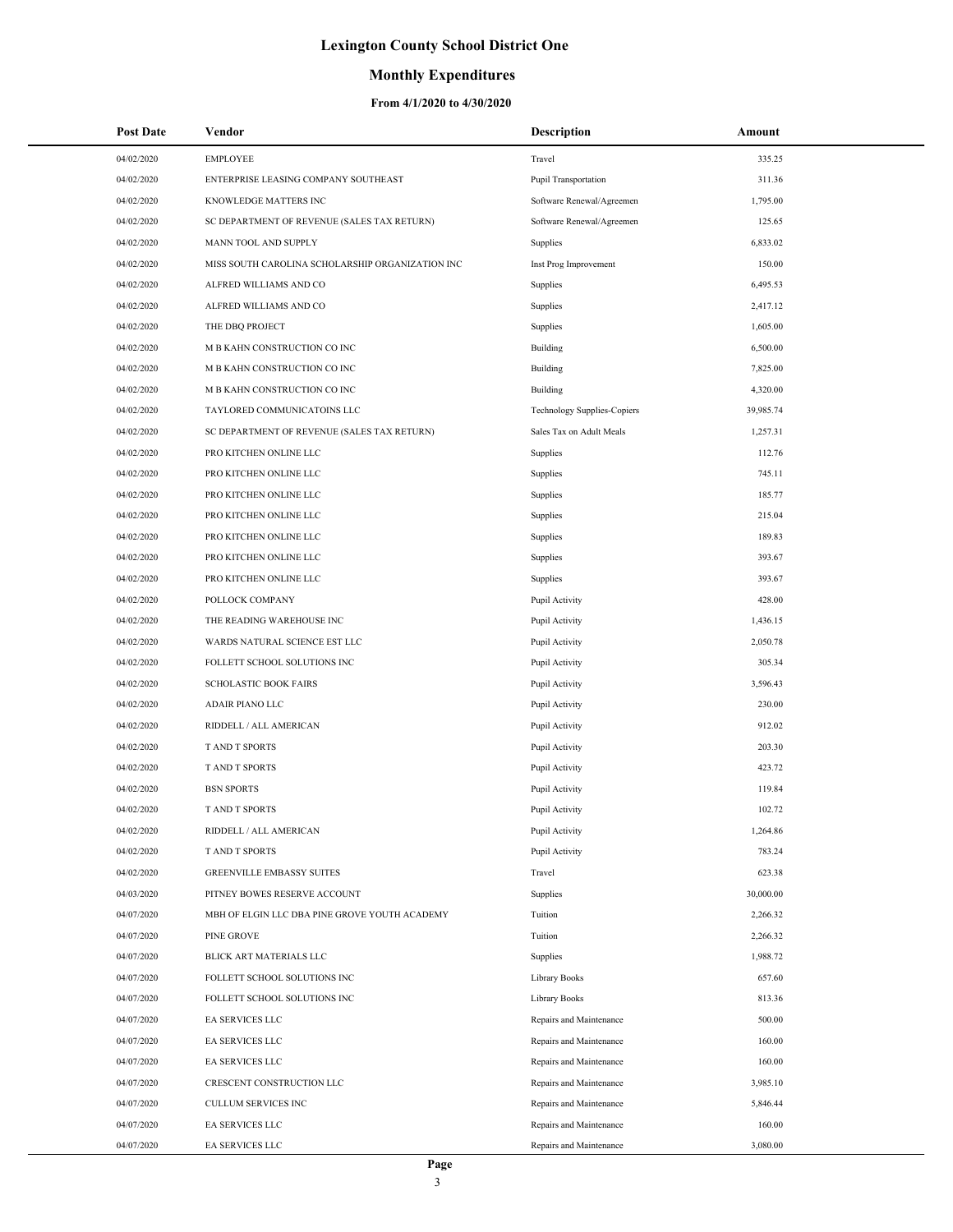# Lexington County School District One

## Monthly Expenditures

### From 4/1/2020 to 4/30/2020

| Post Date | Vendor | Description | Amount |
|---|---|---|---|
| 04/02/2020 | EMPLOYEE | Travel | 335.25 |
| 04/02/2020 | ENTERPRISE LEASING COMPANY SOUTHEAST | Pupil Transportation | 311.36 |
| 04/02/2020 | KNOWLEDGE MATTERS INC | Software Renewal/Agreemen | 1,795.00 |
| 04/02/2020 | SC DEPARTMENT OF REVENUE (SALES TAX RETURN) | Software Renewal/Agreemen | 125.65 |
| 04/02/2020 | MANN TOOL AND SUPPLY | Supplies | 6,833.02 |
| 04/02/2020 | MISS SOUTH CAROLINA SCHOLARSHIP ORGANIZATION INC | Inst Prog Improvement | 150.00 |
| 04/02/2020 | ALFRED WILLIAMS AND CO | Supplies | 6,495.53 |
| 04/02/2020 | ALFRED WILLIAMS AND CO | Supplies | 2,417.12 |
| 04/02/2020 | THE DBQ PROJECT | Supplies | 1,605.00 |
| 04/02/2020 | M B KAHN CONSTRUCTION CO INC | Building | 6,500.00 |
| 04/02/2020 | M B KAHN CONSTRUCTION CO INC | Building | 7,825.00 |
| 04/02/2020 | M B KAHN CONSTRUCTION CO INC | Building | 4,320.00 |
| 04/02/2020 | TAYLORED COMMUNICATOINS LLC | Technology Supplies-Copiers | 39,985.74 |
| 04/02/2020 | SC DEPARTMENT OF REVENUE (SALES TAX RETURN) | Sales Tax on Adult Meals | 1,257.31 |
| 04/02/2020 | PRO KITCHEN ONLINE LLC | Supplies | 112.76 |
| 04/02/2020 | PRO KITCHEN ONLINE LLC | Supplies | 745.11 |
| 04/02/2020 | PRO KITCHEN ONLINE LLC | Supplies | 185.77 |
| 04/02/2020 | PRO KITCHEN ONLINE LLC | Supplies | 215.04 |
| 04/02/2020 | PRO KITCHEN ONLINE LLC | Supplies | 189.83 |
| 04/02/2020 | PRO KITCHEN ONLINE LLC | Supplies | 393.67 |
| 04/02/2020 | PRO KITCHEN ONLINE LLC | Supplies | 393.67 |
| 04/02/2020 | POLLOCK COMPANY | Pupil Activity | 428.00 |
| 04/02/2020 | THE READING WAREHOUSE INC | Pupil Activity | 1,436.15 |
| 04/02/2020 | WARDS NATURAL SCIENCE EST LLC | Pupil Activity | 2,050.78 |
| 04/02/2020 | FOLLETT SCHOOL SOLUTIONS INC | Pupil Activity | 305.34 |
| 04/02/2020 | SCHOLASTIC BOOK FAIRS | Pupil Activity | 3,596.43 |
| 04/02/2020 | ADAIR PIANO LLC | Pupil Activity | 230.00 |
| 04/02/2020 | RIDDELL / ALL AMERICAN | Pupil Activity | 912.02 |
| 04/02/2020 | T AND T SPORTS | Pupil Activity | 203.30 |
| 04/02/2020 | T AND T SPORTS | Pupil Activity | 423.72 |
| 04/02/2020 | BSN SPORTS | Pupil Activity | 119.84 |
| 04/02/2020 | T AND T SPORTS | Pupil Activity | 102.72 |
| 04/02/2020 | RIDDELL / ALL AMERICAN | Pupil Activity | 1,264.86 |
| 04/02/2020 | T AND T SPORTS | Pupil Activity | 783.24 |
| 04/02/2020 | GREENVILLE EMBASSY SUITES | Travel | 623.38 |
| 04/03/2020 | PITNEY BOWES RESERVE ACCOUNT | Supplies | 30,000.00 |
| 04/07/2020 | MBH OF ELGIN LLC DBA PINE GROVE YOUTH ACADEMY | Tuition | 2,266.32 |
| 04/07/2020 | PINE GROVE | Tuition | 2,266.32 |
| 04/07/2020 | BLICK ART MATERIALS LLC | Supplies | 1,988.72 |
| 04/07/2020 | FOLLETT SCHOOL SOLUTIONS INC | Library Books | 657.60 |
| 04/07/2020 | FOLLETT SCHOOL SOLUTIONS INC | Library Books | 813.36 |
| 04/07/2020 | EA SERVICES LLC | Repairs and Maintenance | 500.00 |
| 04/07/2020 | EA SERVICES LLC | Repairs and Maintenance | 160.00 |
| 04/07/2020 | EA SERVICES LLC | Repairs and Maintenance | 160.00 |
| 04/07/2020 | CRESCENT CONSTRUCTION LLC | Repairs and Maintenance | 3,985.10 |
| 04/07/2020 | CULLUM SERVICES INC | Repairs and Maintenance | 5,846.44 |
| 04/07/2020 | EA SERVICES LLC | Repairs and Maintenance | 160.00 |
| 04/07/2020 | EA SERVICES LLC | Repairs and Maintenance | 3,080.00 |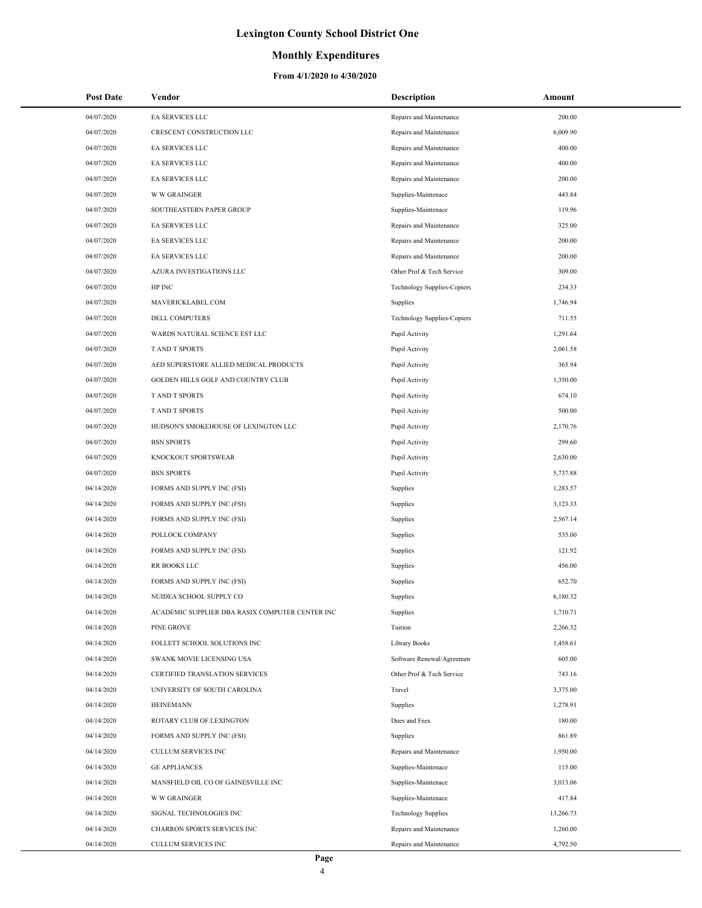# Lexington County School District One

## Monthly Expenditures

### From 4/1/2020 to 4/30/2020

| Post Date | Vendor | Description | Amount |
|---|---|---|---|
| 04/07/2020 | EA SERVICES LLC | Repairs and Maintenance | 200.00 |
| 04/07/2020 | CRESCENT CONSTRUCTION LLC | Repairs and Maintenance | 6,009.90 |
| 04/07/2020 | EA SERVICES LLC | Repairs and Maintenance | 400.00 |
| 04/07/2020 | EA SERVICES LLC | Repairs and Maintenance | 400.00 |
| 04/07/2020 | EA SERVICES LLC | Repairs and Maintenance | 200.00 |
| 04/07/2020 | W W GRAINGER | Supplies-Maintenace | 443.84 |
| 04/07/2020 | SOUTHEASTERN PAPER GROUP | Supplies-Maintenace | 119.96 |
| 04/07/2020 | EA SERVICES LLC | Repairs and Maintenance | 325.00 |
| 04/07/2020 | EA SERVICES LLC | Repairs and Maintenance | 200.00 |
| 04/07/2020 | EA SERVICES LLC | Repairs and Maintenance | 200.00 |
| 04/07/2020 | AZURA INVESTIGATIONS LLC | Other Prof & Tech Service | 309.00 |
| 04/07/2020 | HP INC | Technology Supplies-Copiers | 234.33 |
| 04/07/2020 | MAVERICKLABEL.COM | Supplies | 1,746.94 |
| 04/07/2020 | DELL COMPUTERS | Technology Supplies-Copiers | 711.55 |
| 04/07/2020 | WARDS NATURAL SCIENCE EST LLC | Pupil Activity | 1,291.64 |
| 04/07/2020 | T AND T SPORTS | Pupil Activity | 2,061.58 |
| 04/07/2020 | AED SUPERSTORE ALLIED MEDICAL PRODUCTS | Pupil Activity | 365.94 |
| 04/07/2020 | GOLDEN HILLS GOLF AND COUNTRY CLUB | Pupil Activity | 1,350.00 |
| 04/07/2020 | T AND T SPORTS | Pupil Activity | 674.10 |
| 04/07/2020 | T AND T SPORTS | Pupil Activity | 500.00 |
| 04/07/2020 | HUDSON'S SMOKEHOUSE OF LEXINGTON LLC | Pupil Activity | 2,170.76 |
| 04/07/2020 | BSN SPORTS | Pupil Activity | 299.60 |
| 04/07/2020 | KNOCKOUT SPORTSWEAR | Pupil Activity | 2,630.00 |
| 04/07/2020 | BSN SPORTS | Pupil Activity | 5,737.88 |
| 04/14/2020 | FORMS AND SUPPLY INC (FSI) | Supplies | 1,283.57 |
| 04/14/2020 | FORMS AND SUPPLY INC (FSI) | Supplies | 3,123.33 |
| 04/14/2020 | FORMS AND SUPPLY INC (FSI) | Supplies | 2,567.14 |
| 04/14/2020 | POLLOCK COMPANY | Supplies | 535.00 |
| 04/14/2020 | FORMS AND SUPPLY INC (FSI) | Supplies | 121.92 |
| 04/14/2020 | RR BOOKS LLC | Supplies | 456.00 |
| 04/14/2020 | FORMS AND SUPPLY INC (FSI) | Supplies | 652.70 |
| 04/14/2020 | NUIDEA SCHOOL SUPPLY CO | Supplies | 6,180.32 |
| 04/14/2020 | ACADEMIC SUPPLIER DBA RASIX COMPUTER CENTER INC | Supplies | 1,710.71 |
| 04/14/2020 | PINE GROVE | Tuition | 2,266.32 |
| 04/14/2020 | FOLLETT SCHOOL SOLUTIONS INC | Library Books | 1,458.61 |
| 04/14/2020 | SWANK MOVIE LICENSING USA | Software Renewal/Agreemen | 605.00 |
| 04/14/2020 | CERTIFIED TRANSLATION SERVICES | Other Prof & Tech Service | 743.16 |
| 04/14/2020 | UNIVERSITY OF SOUTH CAROLINA | Travel | 3,375.00 |
| 04/14/2020 | HEINEMANN | Supplies | 1,278.91 |
| 04/14/2020 | ROTARY CLUB OF LEXINGTON | Dues and Fees | 180.00 |
| 04/14/2020 | FORMS AND SUPPLY INC (FSI) | Supplies | 861.89 |
| 04/14/2020 | CULLUM SERVICES INC | Repairs and Maintenance | 1,950.00 |
| 04/14/2020 | GE APPLIANCES | Supplies-Maintenace | 115.00 |
| 04/14/2020 | MANSFIELD OIL CO OF GAINESVILLE INC | Supplies-Maintenace | 3,013.06 |
| 04/14/2020 | W W GRAINGER | Supplies-Maintenace | 417.84 |
| 04/14/2020 | SIGNAL TECHNOLOGIES INC | Technology Supplies | 13,266.73 |
| 04/14/2020 | CHARRON SPORTS SERVICES INC | Repairs and Maintenance | 1,260.00 |
| 04/14/2020 | CULLUM SERVICES INC | Repairs and Maintenance | 4,792.50 |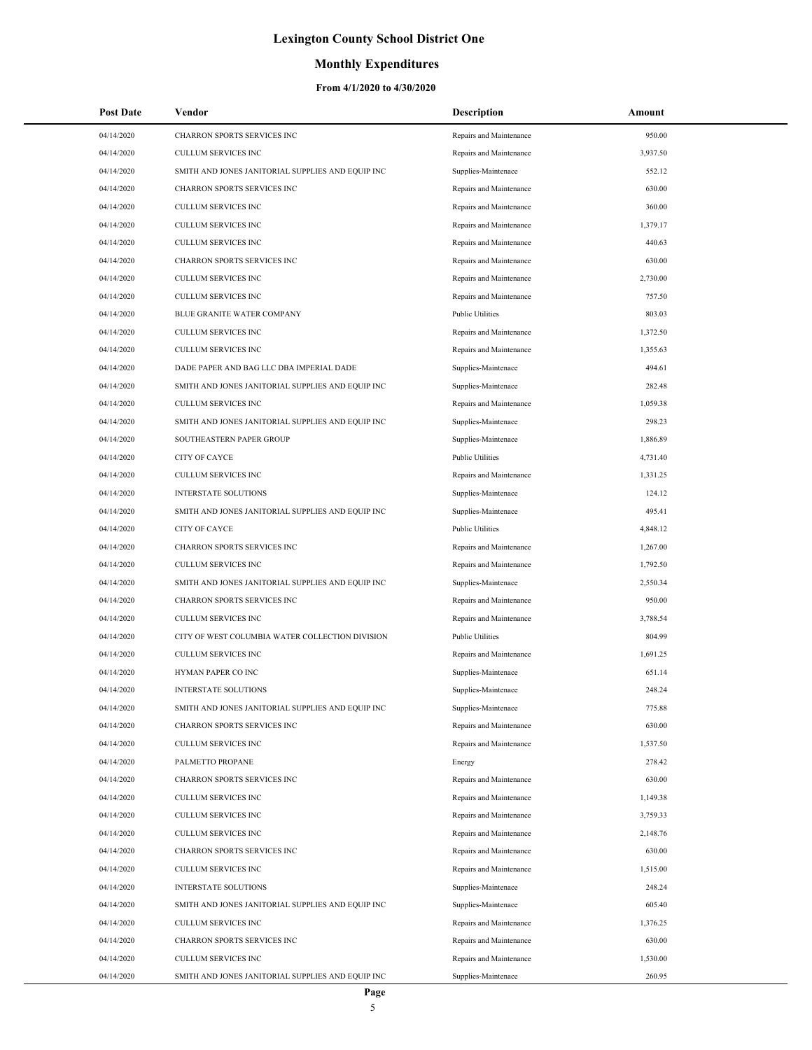# Lexington County School District One

## Monthly Expenditures

### From 4/1/2020 to 4/30/2020

| Post Date | Vendor | Description | Amount |
| --- | --- | --- | --- |
| 04/14/2020 | CHARRON SPORTS SERVICES INC | Repairs and Maintenance | 950.00 |
| 04/14/2020 | CULLUM SERVICES INC | Repairs and Maintenance | 3,937.50 |
| 04/14/2020 | SMITH AND JONES JANITORIAL SUPPLIES AND EQUIP INC | Supplies-Maintenace | 552.12 |
| 04/14/2020 | CHARRON SPORTS SERVICES INC | Repairs and Maintenance | 630.00 |
| 04/14/2020 | CULLUM SERVICES INC | Repairs and Maintenance | 360.00 |
| 04/14/2020 | CULLUM SERVICES INC | Repairs and Maintenance | 1,379.17 |
| 04/14/2020 | CULLUM SERVICES INC | Repairs and Maintenance | 440.63 |
| 04/14/2020 | CHARRON SPORTS SERVICES INC | Repairs and Maintenance | 630.00 |
| 04/14/2020 | CULLUM SERVICES INC | Repairs and Maintenance | 2,730.00 |
| 04/14/2020 | CULLUM SERVICES INC | Repairs and Maintenance | 757.50 |
| 04/14/2020 | BLUE GRANITE WATER COMPANY | Public Utilities | 803.03 |
| 04/14/2020 | CULLUM SERVICES INC | Repairs and Maintenance | 1,372.50 |
| 04/14/2020 | CULLUM SERVICES INC | Repairs and Maintenance | 1,355.63 |
| 04/14/2020 | DADE PAPER AND BAG LLC DBA IMPERIAL DADE | Supplies-Maintenace | 494.61 |
| 04/14/2020 | SMITH AND JONES JANITORIAL SUPPLIES AND EQUIP INC | Supplies-Maintenace | 282.48 |
| 04/14/2020 | CULLUM SERVICES INC | Repairs and Maintenance | 1,059.38 |
| 04/14/2020 | SMITH AND JONES JANITORIAL SUPPLIES AND EQUIP INC | Supplies-Maintenace | 298.23 |
| 04/14/2020 | SOUTHEASTERN PAPER GROUP | Supplies-Maintenace | 1,886.89 |
| 04/14/2020 | CITY OF CAYCE | Public Utilities | 4,731.40 |
| 04/14/2020 | CULLUM SERVICES INC | Repairs and Maintenance | 1,331.25 |
| 04/14/2020 | INTERSTATE SOLUTIONS | Supplies-Maintenace | 124.12 |
| 04/14/2020 | SMITH AND JONES JANITORIAL SUPPLIES AND EQUIP INC | Supplies-Maintenace | 495.41 |
| 04/14/2020 | CITY OF CAYCE | Public Utilities | 4,848.12 |
| 04/14/2020 | CHARRON SPORTS SERVICES INC | Repairs and Maintenance | 1,267.00 |
| 04/14/2020 | CULLUM SERVICES INC | Repairs and Maintenance | 1,792.50 |
| 04/14/2020 | SMITH AND JONES JANITORIAL SUPPLIES AND EQUIP INC | Supplies-Maintenace | 2,550.34 |
| 04/14/2020 | CHARRON SPORTS SERVICES INC | Repairs and Maintenance | 950.00 |
| 04/14/2020 | CULLUM SERVICES INC | Repairs and Maintenance | 3,788.54 |
| 04/14/2020 | CITY OF WEST COLUMBIA WATER COLLECTION DIVISION | Public Utilities | 804.99 |
| 04/14/2020 | CULLUM SERVICES INC | Repairs and Maintenance | 1,691.25 |
| 04/14/2020 | HYMAN PAPER CO INC | Supplies-Maintenace | 651.14 |
| 04/14/2020 | INTERSTATE SOLUTIONS | Supplies-Maintenace | 248.24 |
| 04/14/2020 | SMITH AND JONES JANITORIAL SUPPLIES AND EQUIP INC | Supplies-Maintenace | 775.88 |
| 04/14/2020 | CHARRON SPORTS SERVICES INC | Repairs and Maintenance | 630.00 |
| 04/14/2020 | CULLUM SERVICES INC | Repairs and Maintenance | 1,537.50 |
| 04/14/2020 | PALMETTO PROPANE | Energy | 278.42 |
| 04/14/2020 | CHARRON SPORTS SERVICES INC | Repairs and Maintenance | 630.00 |
| 04/14/2020 | CULLUM SERVICES INC | Repairs and Maintenance | 1,149.38 |
| 04/14/2020 | CULLUM SERVICES INC | Repairs and Maintenance | 3,759.33 |
| 04/14/2020 | CULLUM SERVICES INC | Repairs and Maintenance | 2,148.76 |
| 04/14/2020 | CHARRON SPORTS SERVICES INC | Repairs and Maintenance | 630.00 |
| 04/14/2020 | CULLUM SERVICES INC | Repairs and Maintenance | 1,515.00 |
| 04/14/2020 | INTERSTATE SOLUTIONS | Supplies-Maintenace | 248.24 |
| 04/14/2020 | SMITH AND JONES JANITORIAL SUPPLIES AND EQUIP INC | Supplies-Maintenace | 605.40 |
| 04/14/2020 | CULLUM SERVICES INC | Repairs and Maintenance | 1,376.25 |
| 04/14/2020 | CHARRON SPORTS SERVICES INC | Repairs and Maintenance | 630.00 |
| 04/14/2020 | CULLUM SERVICES INC | Repairs and Maintenance | 1,530.00 |
| 04/14/2020 | SMITH AND JONES JANITORIAL SUPPLIES AND EQUIP INC | Supplies-Maintenace | 260.95 |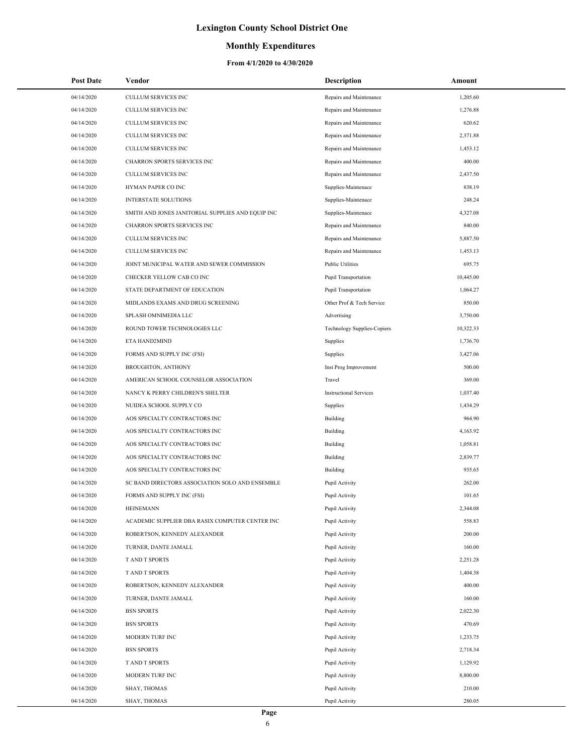# Lexington County School District One

## Monthly Expenditures

### From 4/1/2020 to 4/30/2020

| Post Date | Vendor | Description | Amount |
|---|---|---|---|
| 04/14/2020 | CULLUM SERVICES INC | Repairs and Maintenance | 1,205.60 |
| 04/14/2020 | CULLUM SERVICES INC | Repairs and Maintenance | 1,276.88 |
| 04/14/2020 | CULLUM SERVICES INC | Repairs and Maintenance | 620.62 |
| 04/14/2020 | CULLUM SERVICES INC | Repairs and Maintenance | 2,371.88 |
| 04/14/2020 | CULLUM SERVICES INC | Repairs and Maintenance | 1,453.12 |
| 04/14/2020 | CHARRON SPORTS SERVICES INC | Repairs and Maintenance | 400.00 |
| 04/14/2020 | CULLUM SERVICES INC | Repairs and Maintenance | 2,437.50 |
| 04/14/2020 | HYMAN PAPER CO INC | Supplies-Maintenace | 838.19 |
| 04/14/2020 | INTERSTATE SOLUTIONS | Supplies-Maintenace | 248.24 |
| 04/14/2020 | SMITH AND JONES JANITORIAL SUPPLIES AND EQUIP INC | Supplies-Maintenace | 4,327.08 |
| 04/14/2020 | CHARRON SPORTS SERVICES INC | Repairs and Maintenance | 840.00 |
| 04/14/2020 | CULLUM SERVICES INC | Repairs and Maintenance | 5,887.50 |
| 04/14/2020 | CULLUM SERVICES INC | Repairs and Maintenance | 1,453.13 |
| 04/14/2020 | JOINT MUNICIPAL WATER AND SEWER COMMISSION | Public Utilities | 695.75 |
| 04/14/2020 | CHECKER YELLOW CAB CO INC | Pupil Transportation | 10,445.00 |
| 04/14/2020 | STATE DEPARTMENT OF EDUCATION | Pupil Transportation | 1,064.27 |
| 04/14/2020 | MIDLANDS EXAMS AND DRUG SCREENING | Other Prof & Tech Service | 850.00 |
| 04/14/2020 | SPLASH OMNIMEDIA LLC | Advertising | 3,750.00 |
| 04/14/2020 | ROUND TOWER TECHNOLOGIES LLC | Technology Supplies-Copiers | 10,322.33 |
| 04/14/2020 | ETA HAND2MIND | Supplies | 1,736.70 |
| 04/14/2020 | FORMS AND SUPPLY INC (FSI) | Supplies | 3,427.06 |
| 04/14/2020 | BROUGHTON, ANTHONY | Inst Prog Improvement | 500.00 |
| 04/14/2020 | AMERICAN SCHOOL COUNSELOR ASSOCIATION | Travel | 369.00 |
| 04/14/2020 | NANCY K PERRY CHILDREN'S SHELTER | Instructional Services | 1,037.40 |
| 04/14/2020 | NUIDEA SCHOOL SUPPLY CO | Supplies | 1,434.29 |
| 04/14/2020 | AOS SPECIALTY CONTRACTORS INC | Building | 964.90 |
| 04/14/2020 | AOS SPECIALTY CONTRACTORS INC | Building | 4,163.92 |
| 04/14/2020 | AOS SPECIALTY CONTRACTORS INC | Building | 1,058.81 |
| 04/14/2020 | AOS SPECIALTY CONTRACTORS INC | Building | 2,839.77 |
| 04/14/2020 | AOS SPECIALTY CONTRACTORS INC | Building | 935.65 |
| 04/14/2020 | SC BAND DIRECTORS ASSOCIATION SOLO AND ENSEMBLE | Pupil Activity | 262.00 |
| 04/14/2020 | FORMS AND SUPPLY INC (FSI) | Pupil Activity | 101.65 |
| 04/14/2020 | HEINEMANN | Pupil Activity | 2,344.08 |
| 04/14/2020 | ACADEMIC SUPPLIER DBA RASIX COMPUTER CENTER INC | Pupil Activity | 558.83 |
| 04/14/2020 | ROBERTSON, KENNEDY ALEXANDER | Pupil Activity | 200.00 |
| 04/14/2020 | TURNER, DANTE JAMALL | Pupil Activity | 160.00 |
| 04/14/2020 | T AND T SPORTS | Pupil Activity | 2,251.28 |
| 04/14/2020 | T AND T SPORTS | Pupil Activity | 1,404.38 |
| 04/14/2020 | ROBERTSON, KENNEDY ALEXANDER | Pupil Activity | 400.00 |
| 04/14/2020 | TURNER, DANTE JAMALL | Pupil Activity | 160.00 |
| 04/14/2020 | BSN SPORTS | Pupil Activity | 2,022.30 |
| 04/14/2020 | BSN SPORTS | Pupil Activity | 470.69 |
| 04/14/2020 | MODERN TURF INC | Pupil Activity | 1,233.75 |
| 04/14/2020 | BSN SPORTS | Pupil Activity | 2,718.34 |
| 04/14/2020 | T AND T SPORTS | Pupil Activity | 1,129.92 |
| 04/14/2020 | MODERN TURF INC | Pupil Activity | 8,800.00 |
| 04/14/2020 | SHAY, THOMAS | Pupil Activity | 210.00 |
| 04/14/2020 | SHAY, THOMAS | Pupil Activity | 280.05 |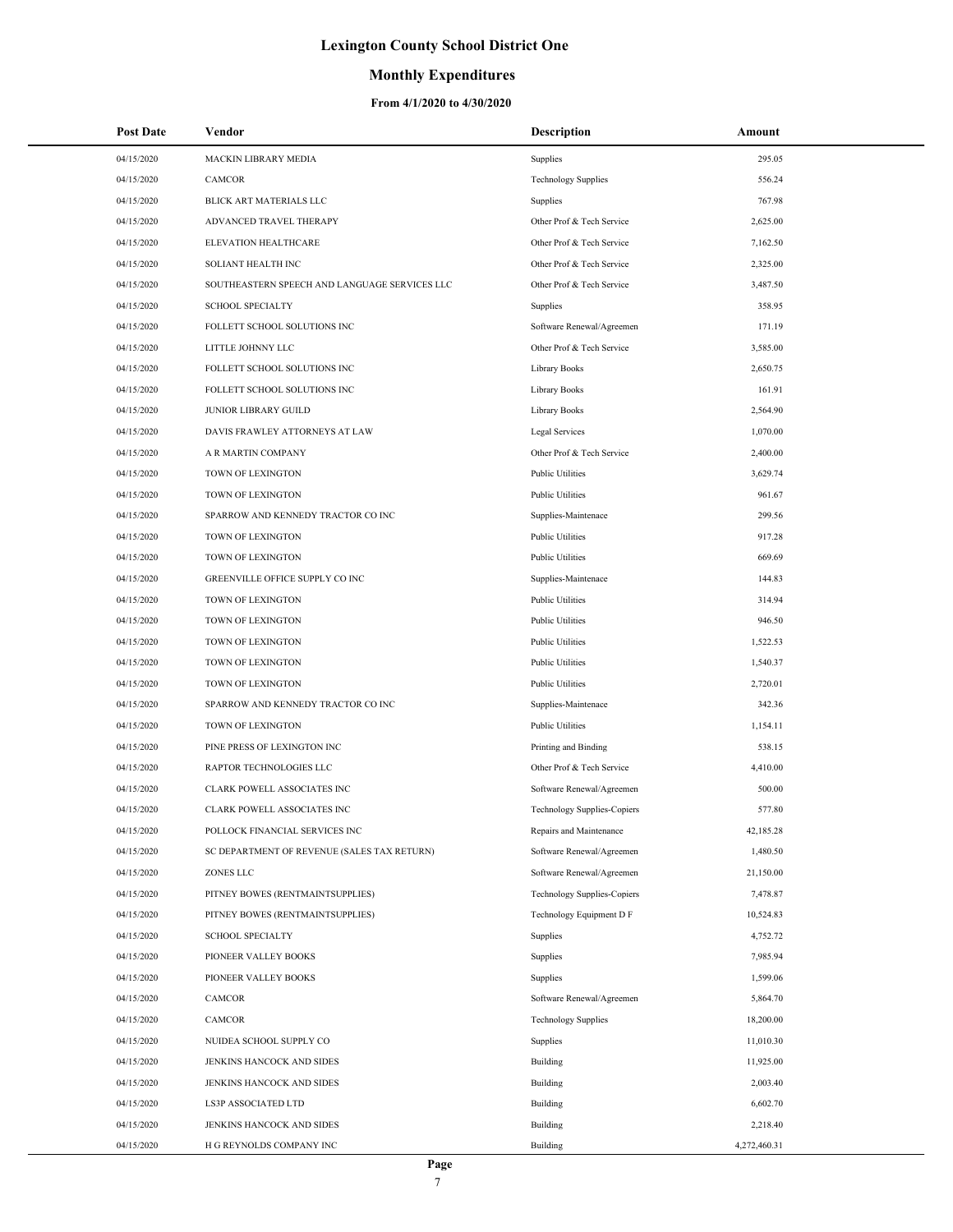# Lexington County School District One

## Monthly Expenditures

### From 4/1/2020 to 4/30/2020

| Post Date | Vendor | Description | Amount |
|---|---|---|---|
| 04/15/2020 | MACKIN LIBRARY MEDIA | Supplies | 295.05 |
| 04/15/2020 | CAMCOR | Technology Supplies | 556.24 |
| 04/15/2020 | BLICK ART MATERIALS LLC | Supplies | 767.98 |
| 04/15/2020 | ADVANCED TRAVEL THERAPY | Other Prof & Tech Service | 2,625.00 |
| 04/15/2020 | ELEVATION HEALTHCARE | Other Prof & Tech Service | 7,162.50 |
| 04/15/2020 | SOLIANT HEALTH INC | Other Prof & Tech Service | 2,325.00 |
| 04/15/2020 | SOUTHEASTERN SPEECH AND LANGUAGE SERVICES LLC | Other Prof & Tech Service | 3,487.50 |
| 04/15/2020 | SCHOOL SPECIALTY | Supplies | 358.95 |
| 04/15/2020 | FOLLETT SCHOOL SOLUTIONS INC | Software Renewal/Agreemen | 171.19 |
| 04/15/2020 | LITTLE JOHNNY LLC | Other Prof & Tech Service | 3,585.00 |
| 04/15/2020 | FOLLETT SCHOOL SOLUTIONS INC | Library Books | 2,650.75 |
| 04/15/2020 | FOLLETT SCHOOL SOLUTIONS INC | Library Books | 161.91 |
| 04/15/2020 | JUNIOR LIBRARY GUILD | Library Books | 2,564.90 |
| 04/15/2020 | DAVIS FRAWLEY ATTORNEYS AT LAW | Legal Services | 1,070.00 |
| 04/15/2020 | A R MARTIN COMPANY | Other Prof & Tech Service | 2,400.00 |
| 04/15/2020 | TOWN OF LEXINGTON | Public Utilities | 3,629.74 |
| 04/15/2020 | TOWN OF LEXINGTON | Public Utilities | 961.67 |
| 04/15/2020 | SPARROW AND KENNEDY TRACTOR CO INC | Supplies-Maintenace | 299.56 |
| 04/15/2020 | TOWN OF LEXINGTON | Public Utilities | 917.28 |
| 04/15/2020 | TOWN OF LEXINGTON | Public Utilities | 669.69 |
| 04/15/2020 | GREENVILLE OFFICE SUPPLY CO INC | Supplies-Maintenace | 144.83 |
| 04/15/2020 | TOWN OF LEXINGTON | Public Utilities | 314.94 |
| 04/15/2020 | TOWN OF LEXINGTON | Public Utilities | 946.50 |
| 04/15/2020 | TOWN OF LEXINGTON | Public Utilities | 1,522.53 |
| 04/15/2020 | TOWN OF LEXINGTON | Public Utilities | 1,540.37 |
| 04/15/2020 | TOWN OF LEXINGTON | Public Utilities | 2,720.01 |
| 04/15/2020 | SPARROW AND KENNEDY TRACTOR CO INC | Supplies-Maintenace | 342.36 |
| 04/15/2020 | TOWN OF LEXINGTON | Public Utilities | 1,154.11 |
| 04/15/2020 | PINE PRESS OF LEXINGTON INC | Printing and Binding | 538.15 |
| 04/15/2020 | RAPTOR TECHNOLOGIES LLC | Other Prof & Tech Service | 4,410.00 |
| 04/15/2020 | CLARK POWELL ASSOCIATES INC | Software Renewal/Agreemen | 500.00 |
| 04/15/2020 | CLARK POWELL ASSOCIATES INC | Technology Supplies-Copiers | 577.80 |
| 04/15/2020 | POLLOCK FINANCIAL SERVICES INC | Repairs and Maintenance | 42,185.28 |
| 04/15/2020 | SC DEPARTMENT OF REVENUE (SALES TAX RETURN) | Software Renewal/Agreemen | 1,480.50 |
| 04/15/2020 | ZONES LLC | Software Renewal/Agreemen | 21,150.00 |
| 04/15/2020 | PITNEY BOWES (RENTMAINTSUPPLIES) | Technology Supplies-Copiers | 7,478.87 |
| 04/15/2020 | PITNEY BOWES (RENTMAINTSUPPLIES) | Technology Equipment D F | 10,524.83 |
| 04/15/2020 | SCHOOL SPECIALTY | Supplies | 4,752.72 |
| 04/15/2020 | PIONEER VALLEY BOOKS | Supplies | 7,985.94 |
| 04/15/2020 | PIONEER VALLEY BOOKS | Supplies | 1,599.06 |
| 04/15/2020 | CAMCOR | Software Renewal/Agreemen | 5,864.70 |
| 04/15/2020 | CAMCOR | Technology Supplies | 18,200.00 |
| 04/15/2020 | NUIDEA SCHOOL SUPPLY CO | Supplies | 11,010.30 |
| 04/15/2020 | JENKINS HANCOCK AND SIDES | Building | 11,925.00 |
| 04/15/2020 | JENKINS HANCOCK AND SIDES | Building | 2,003.40 |
| 04/15/2020 | LS3P ASSOCIATED LTD | Building | 6,602.70 |
| 04/15/2020 | JENKINS HANCOCK AND SIDES | Building | 2,218.40 |
| 04/15/2020 | H G REYNOLDS COMPANY INC | Building | 4,272,460.31 |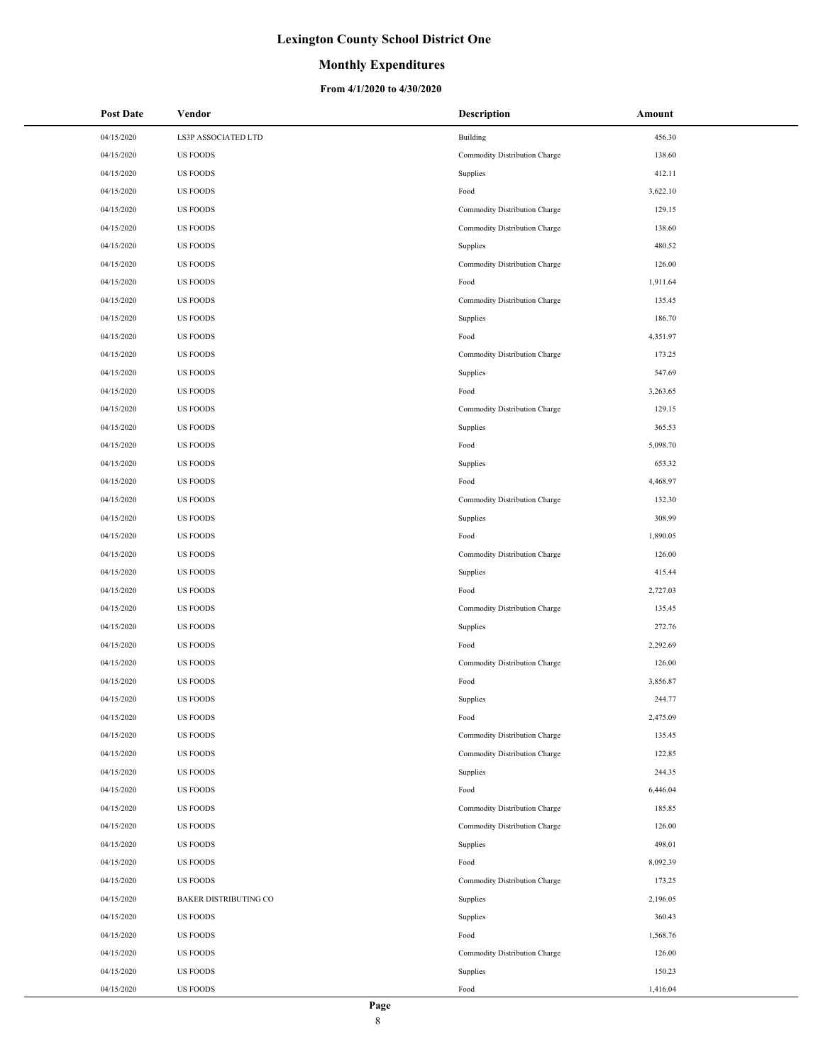# Lexington County School District One

## Monthly Expenditures

### From 4/1/2020 to 4/30/2020

| Post Date | Vendor | Description | Amount |
|---|---|---|---|
| 04/15/2020 | LS3P ASSOCIATED LTD | Building | 456.30 |
| 04/15/2020 | US FOODS | Commodity Distribution Charge | 138.60 |
| 04/15/2020 | US FOODS | Supplies | 412.11 |
| 04/15/2020 | US FOODS | Food | 3,622.10 |
| 04/15/2020 | US FOODS | Commodity Distribution Charge | 129.15 |
| 04/15/2020 | US FOODS | Commodity Distribution Charge | 138.60 |
| 04/15/2020 | US FOODS | Supplies | 480.52 |
| 04/15/2020 | US FOODS | Commodity Distribution Charge | 126.00 |
| 04/15/2020 | US FOODS | Food | 1,911.64 |
| 04/15/2020 | US FOODS | Commodity Distribution Charge | 135.45 |
| 04/15/2020 | US FOODS | Supplies | 186.70 |
| 04/15/2020 | US FOODS | Food | 4,351.97 |
| 04/15/2020 | US FOODS | Commodity Distribution Charge | 173.25 |
| 04/15/2020 | US FOODS | Supplies | 547.69 |
| 04/15/2020 | US FOODS | Food | 3,263.65 |
| 04/15/2020 | US FOODS | Commodity Distribution Charge | 129.15 |
| 04/15/2020 | US FOODS | Supplies | 365.53 |
| 04/15/2020 | US FOODS | Food | 5,098.70 |
| 04/15/2020 | US FOODS | Supplies | 653.32 |
| 04/15/2020 | US FOODS | Food | 4,468.97 |
| 04/15/2020 | US FOODS | Commodity Distribution Charge | 132.30 |
| 04/15/2020 | US FOODS | Supplies | 308.99 |
| 04/15/2020 | US FOODS | Food | 1,890.05 |
| 04/15/2020 | US FOODS | Commodity Distribution Charge | 126.00 |
| 04/15/2020 | US FOODS | Supplies | 415.44 |
| 04/15/2020 | US FOODS | Food | 2,727.03 |
| 04/15/2020 | US FOODS | Commodity Distribution Charge | 135.45 |
| 04/15/2020 | US FOODS | Supplies | 272.76 |
| 04/15/2020 | US FOODS | Food | 2,292.69 |
| 04/15/2020 | US FOODS | Commodity Distribution Charge | 126.00 |
| 04/15/2020 | US FOODS | Food | 3,856.87 |
| 04/15/2020 | US FOODS | Supplies | 244.77 |
| 04/15/2020 | US FOODS | Food | 2,475.09 |
| 04/15/2020 | US FOODS | Commodity Distribution Charge | 135.45 |
| 04/15/2020 | US FOODS | Commodity Distribution Charge | 122.85 |
| 04/15/2020 | US FOODS | Supplies | 244.35 |
| 04/15/2020 | US FOODS | Food | 6,446.04 |
| 04/15/2020 | US FOODS | Commodity Distribution Charge | 185.85 |
| 04/15/2020 | US FOODS | Commodity Distribution Charge | 126.00 |
| 04/15/2020 | US FOODS | Supplies | 498.01 |
| 04/15/2020 | US FOODS | Food | 8,092.39 |
| 04/15/2020 | US FOODS | Commodity Distribution Charge | 173.25 |
| 04/15/2020 | BAKER DISTRIBUTING CO | Supplies | 2,196.05 |
| 04/15/2020 | US FOODS | Supplies | 360.43 |
| 04/15/2020 | US FOODS | Food | 1,568.76 |
| 04/15/2020 | US FOODS | Commodity Distribution Charge | 126.00 |
| 04/15/2020 | US FOODS | Supplies | 150.23 |
| 04/15/2020 | US FOODS | Food | 1,416.04 |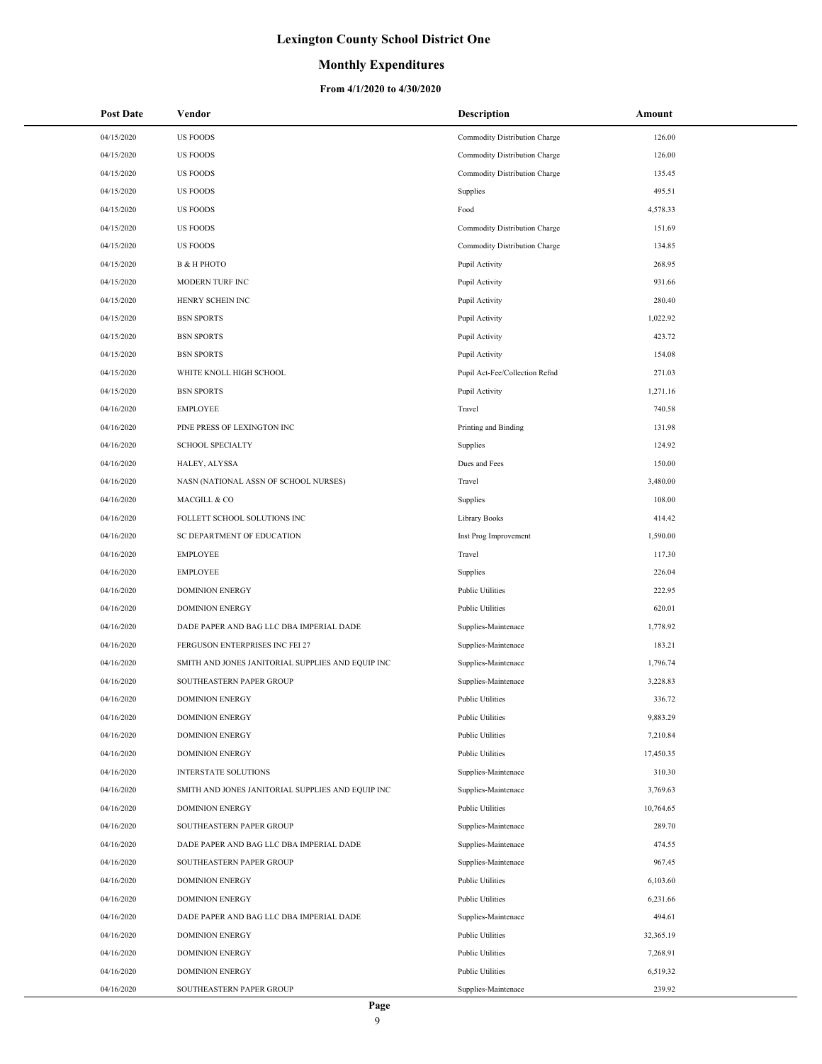# Lexington County School District One

## Monthly Expenditures

### From 4/1/2020 to 4/30/2020

| Post Date | Vendor | Description | Amount |
|---|---|---|---|
| 04/15/2020 | US FOODS | Commodity Distribution Charge | 126.00 |
| 04/15/2020 | US FOODS | Commodity Distribution Charge | 126.00 |
| 04/15/2020 | US FOODS | Commodity Distribution Charge | 135.45 |
| 04/15/2020 | US FOODS | Supplies | 495.51 |
| 04/15/2020 | US FOODS | Food | 4,578.33 |
| 04/15/2020 | US FOODS | Commodity Distribution Charge | 151.69 |
| 04/15/2020 | US FOODS | Commodity Distribution Charge | 134.85 |
| 04/15/2020 | B & H PHOTO | Pupil Activity | 268.95 |
| 04/15/2020 | MODERN TURF INC | Pupil Activity | 931.66 |
| 04/15/2020 | HENRY SCHEIN INC | Pupil Activity | 280.40 |
| 04/15/2020 | BSN SPORTS | Pupil Activity | 1,022.92 |
| 04/15/2020 | BSN SPORTS | Pupil Activity | 423.72 |
| 04/15/2020 | BSN SPORTS | Pupil Activity | 154.08 |
| 04/15/2020 | WHITE KNOLL HIGH SCHOOL | Pupil Act-Fee/Collection Refnd | 271.03 |
| 04/15/2020 | BSN SPORTS | Pupil Activity | 1,271.16 |
| 04/16/2020 | EMPLOYEE | Travel | 740.58 |
| 04/16/2020 | PINE PRESS OF LEXINGTON INC | Printing and Binding | 131.98 |
| 04/16/2020 | SCHOOL SPECIALTY | Supplies | 124.92 |
| 04/16/2020 | HALEY, ALYSSA | Dues and Fees | 150.00 |
| 04/16/2020 | NASN (NATIONAL ASSN OF SCHOOL NURSES) | Travel | 3,480.00 |
| 04/16/2020 | MACGILL & CO | Supplies | 108.00 |
| 04/16/2020 | FOLLETT SCHOOL SOLUTIONS INC | Library Books | 414.42 |
| 04/16/2020 | SC DEPARTMENT OF EDUCATION | Inst Prog Improvement | 1,590.00 |
| 04/16/2020 | EMPLOYEE | Travel | 117.30 |
| 04/16/2020 | EMPLOYEE | Supplies | 226.04 |
| 04/16/2020 | DOMINION ENERGY | Public Utilities | 222.95 |
| 04/16/2020 | DOMINION ENERGY | Public Utilities | 620.01 |
| 04/16/2020 | DADE PAPER AND BAG LLC DBA IMPERIAL DADE | Supplies-Maintenace | 1,778.92 |
| 04/16/2020 | FERGUSON ENTERPRISES INC FEI 27 | Supplies-Maintenace | 183.21 |
| 04/16/2020 | SMITH AND JONES JANITORIAL SUPPLIES AND EQUIP INC | Supplies-Maintenace | 1,796.74 |
| 04/16/2020 | SOUTHEASTERN PAPER GROUP | Supplies-Maintenace | 3,228.83 |
| 04/16/2020 | DOMINION ENERGY | Public Utilities | 336.72 |
| 04/16/2020 | DOMINION ENERGY | Public Utilities | 9,883.29 |
| 04/16/2020 | DOMINION ENERGY | Public Utilities | 7,210.84 |
| 04/16/2020 | DOMINION ENERGY | Public Utilities | 17,450.35 |
| 04/16/2020 | INTERSTATE SOLUTIONS | Supplies-Maintenace | 310.30 |
| 04/16/2020 | SMITH AND JONES JANITORIAL SUPPLIES AND EQUIP INC | Supplies-Maintenace | 3,769.63 |
| 04/16/2020 | DOMINION ENERGY | Public Utilities | 10,764.65 |
| 04/16/2020 | SOUTHEASTERN PAPER GROUP | Supplies-Maintenace | 289.70 |
| 04/16/2020 | DADE PAPER AND BAG LLC DBA IMPERIAL DADE | Supplies-Maintenace | 474.55 |
| 04/16/2020 | SOUTHEASTERN PAPER GROUP | Supplies-Maintenace | 967.45 |
| 04/16/2020 | DOMINION ENERGY | Public Utilities | 6,103.60 |
| 04/16/2020 | DOMINION ENERGY | Public Utilities | 6,231.66 |
| 04/16/2020 | DADE PAPER AND BAG LLC DBA IMPERIAL DADE | Supplies-Maintenace | 494.61 |
| 04/16/2020 | DOMINION ENERGY | Public Utilities | 32,365.19 |
| 04/16/2020 | DOMINION ENERGY | Public Utilities | 7,268.91 |
| 04/16/2020 | DOMINION ENERGY | Public Utilities | 6,519.32 |
| 04/16/2020 | SOUTHEASTERN PAPER GROUP | Supplies-Maintenace | 239.92 |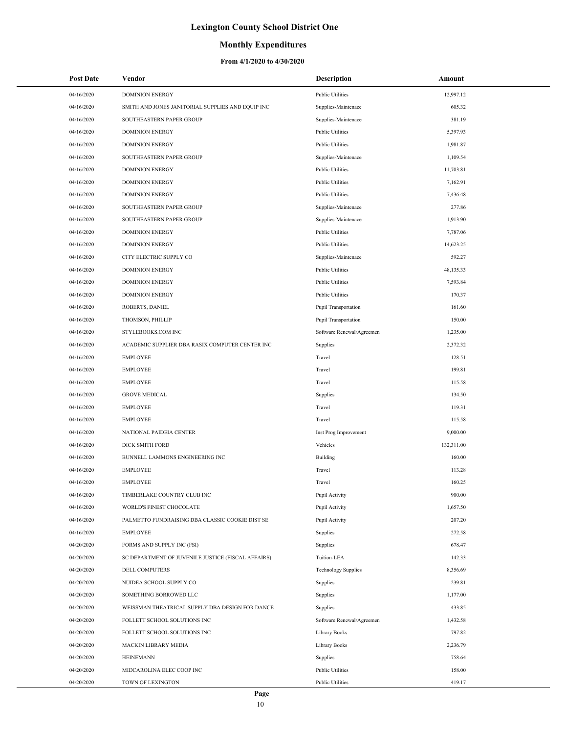# Lexington County School District One

## Monthly Expenditures

### From 4/1/2020 to 4/30/2020

| Post Date | Vendor | Description | Amount |
|---|---|---|---|
| 04/16/2020 | DOMINION ENERGY | Public Utilities | 12,997.12 |
| 04/16/2020 | SMITH AND JONES JANITORIAL SUPPLIES AND EQUIP INC | Supplies-Maintenace | 605.32 |
| 04/16/2020 | SOUTHEASTERN PAPER GROUP | Supplies-Maintenace | 381.19 |
| 04/16/2020 | DOMINION ENERGY | Public Utilities | 5,397.93 |
| 04/16/2020 | DOMINION ENERGY | Public Utilities | 1,981.87 |
| 04/16/2020 | SOUTHEASTERN PAPER GROUP | Supplies-Maintenace | 1,109.54 |
| 04/16/2020 | DOMINION ENERGY | Public Utilities | 11,703.81 |
| 04/16/2020 | DOMINION ENERGY | Public Utilities | 7,162.91 |
| 04/16/2020 | DOMINION ENERGY | Public Utilities | 7,436.48 |
| 04/16/2020 | SOUTHEASTERN PAPER GROUP | Supplies-Maintenace | 277.86 |
| 04/16/2020 | SOUTHEASTERN PAPER GROUP | Supplies-Maintenace | 1,913.90 |
| 04/16/2020 | DOMINION ENERGY | Public Utilities | 7,787.06 |
| 04/16/2020 | DOMINION ENERGY | Public Utilities | 14,623.25 |
| 04/16/2020 | CITY ELECTRIC SUPPLY CO | Supplies-Maintenace | 592.27 |
| 04/16/2020 | DOMINION ENERGY | Public Utilities | 48,135.33 |
| 04/16/2020 | DOMINION ENERGY | Public Utilities | 7,593.84 |
| 04/16/2020 | DOMINION ENERGY | Public Utilities | 170.37 |
| 04/16/2020 | ROBERTS, DANIEL | Pupil Transportation | 161.60 |
| 04/16/2020 | THOMSON, PHILLIP | Pupil Transportation | 150.00 |
| 04/16/2020 | STYLEBOOKS.COM INC | Software Renewal/Agreemen | 1,235.00 |
| 04/16/2020 | ACADEMIC SUPPLIER DBA RASIX COMPUTER CENTER INC | Supplies | 2,372.32 |
| 04/16/2020 | EMPLOYEE | Travel | 128.51 |
| 04/16/2020 | EMPLOYEE | Travel | 199.81 |
| 04/16/2020 | EMPLOYEE | Travel | 115.58 |
| 04/16/2020 | GROVE MEDICAL | Supplies | 134.50 |
| 04/16/2020 | EMPLOYEE | Travel | 119.31 |
| 04/16/2020 | EMPLOYEE | Travel | 115.58 |
| 04/16/2020 | NATIONAL PAIDEIA CENTER | Inst Prog Improvement | 9,000.00 |
| 04/16/2020 | DICK SMITH FORD | Vehicles | 132,311.00 |
| 04/16/2020 | BUNNELL LAMMONS ENGINEERING INC | Building | 160.00 |
| 04/16/2020 | EMPLOYEE | Travel | 113.28 |
| 04/16/2020 | EMPLOYEE | Travel | 160.25 |
| 04/16/2020 | TIMBERLAKE COUNTRY CLUB INC | Pupil Activity | 900.00 |
| 04/16/2020 | WORLD'S FINEST CHOCOLATE | Pupil Activity | 1,657.50 |
| 04/16/2020 | PALMETTO FUNDRAISING DBA CLASSIC COOKIE DIST SE | Pupil Activity | 207.20 |
| 04/16/2020 | EMPLOYEE | Supplies | 272.58 |
| 04/20/2020 | FORMS AND SUPPLY INC (FSI) | Supplies | 678.47 |
| 04/20/2020 | SC DEPARTMENT OF JUVENILE JUSTICE (FISCAL AFFAIRS) | Tuition-LEA | 142.33 |
| 04/20/2020 | DELL COMPUTERS | Technology Supplies | 8,356.69 |
| 04/20/2020 | NUIDEA SCHOOL SUPPLY CO | Supplies | 239.81 |
| 04/20/2020 | SOMETHING BORROWED LLC | Supplies | 1,177.00 |
| 04/20/2020 | WEISSMAN THEATRICAL SUPPLY DBA DESIGN FOR DANCE | Supplies | 433.85 |
| 04/20/2020 | FOLLETT SCHOOL SOLUTIONS INC | Software Renewal/Agreemen | 1,432.58 |
| 04/20/2020 | FOLLETT SCHOOL SOLUTIONS INC | Library Books | 797.82 |
| 04/20/2020 | MACKIN LIBRARY MEDIA | Library Books | 2,236.79 |
| 04/20/2020 | HEINEMANN | Supplies | 758.64 |
| 04/20/2020 | MIDCAROLINA ELEC COOP INC | Public Utilities | 158.00 |
| 04/20/2020 | TOWN OF LEXINGTON | Public Utilities | 419.17 |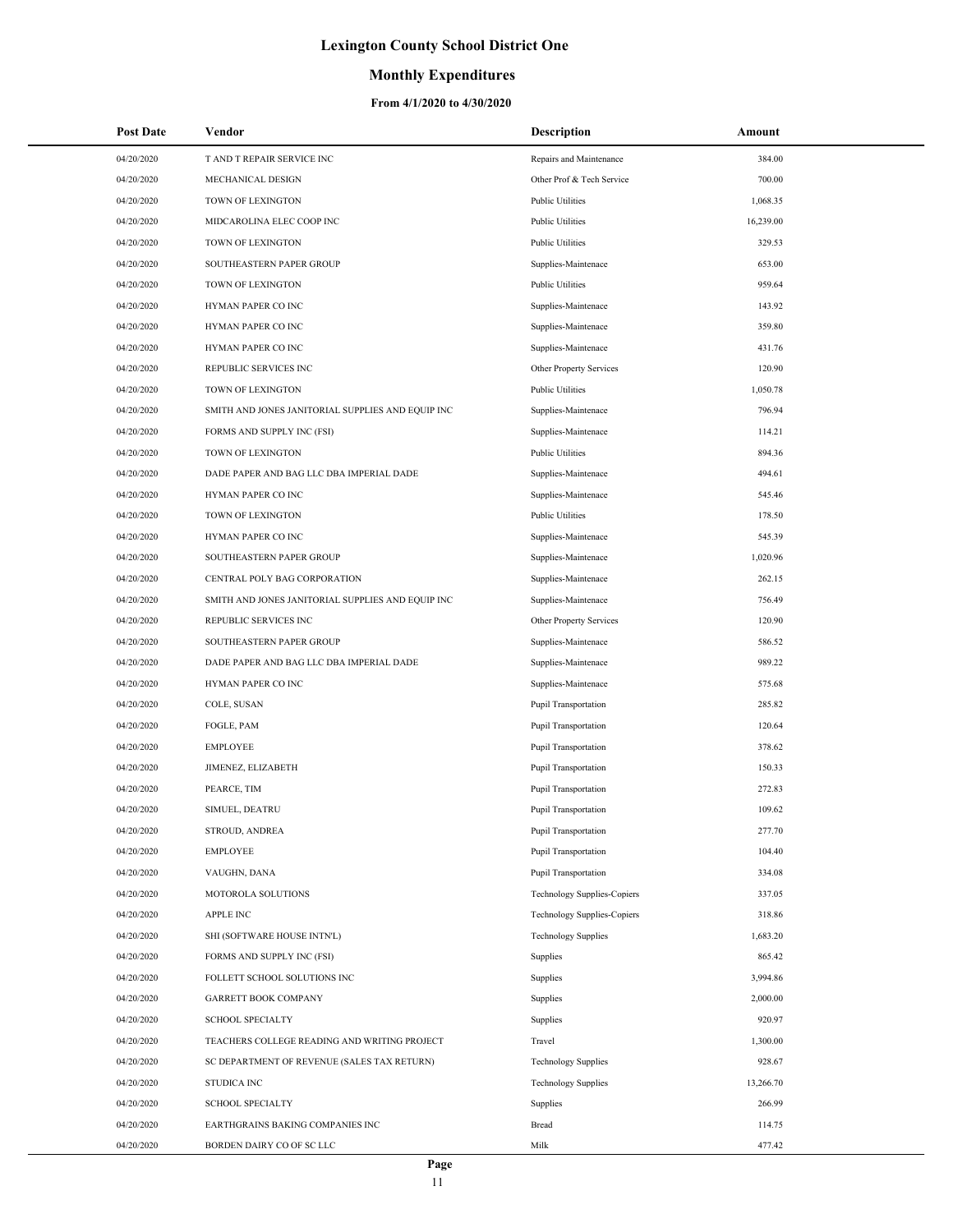# Lexington County School District One

## Monthly Expenditures

### From 4/1/2020 to 4/30/2020

| Post Date | Vendor | Description | Amount |
|---|---|---|---|
| 04/20/2020 | T AND T REPAIR SERVICE INC | Repairs and Maintenance | 384.00 |
| 04/20/2020 | MECHANICAL DESIGN | Other Prof & Tech Service | 700.00 |
| 04/20/2020 | TOWN OF LEXINGTON | Public Utilities | 1,068.35 |
| 04/20/2020 | MIDCAROLINA ELEC COOP INC | Public Utilities | 16,239.00 |
| 04/20/2020 | TOWN OF LEXINGTON | Public Utilities | 329.53 |
| 04/20/2020 | SOUTHEASTERN PAPER GROUP | Supplies-Maintenace | 653.00 |
| 04/20/2020 | TOWN OF LEXINGTON | Public Utilities | 959.64 |
| 04/20/2020 | HYMAN PAPER CO INC | Supplies-Maintenace | 143.92 |
| 04/20/2020 | HYMAN PAPER CO INC | Supplies-Maintenace | 359.80 |
| 04/20/2020 | HYMAN PAPER CO INC | Supplies-Maintenace | 431.76 |
| 04/20/2020 | REPUBLIC SERVICES INC | Other Property Services | 120.90 |
| 04/20/2020 | TOWN OF LEXINGTON | Public Utilities | 1,050.78 |
| 04/20/2020 | SMITH AND JONES JANITORIAL SUPPLIES AND EQUIP INC | Supplies-Maintenace | 796.94 |
| 04/20/2020 | FORMS AND SUPPLY INC (FSI) | Supplies-Maintenace | 114.21 |
| 04/20/2020 | TOWN OF LEXINGTON | Public Utilities | 894.36 |
| 04/20/2020 | DADE PAPER AND BAG LLC DBA IMPERIAL DADE | Supplies-Maintenace | 494.61 |
| 04/20/2020 | HYMAN PAPER CO INC | Supplies-Maintenace | 545.46 |
| 04/20/2020 | TOWN OF LEXINGTON | Public Utilities | 178.50 |
| 04/20/2020 | HYMAN PAPER CO INC | Supplies-Maintenace | 545.39 |
| 04/20/2020 | SOUTHEASTERN PAPER GROUP | Supplies-Maintenace | 1,020.96 |
| 04/20/2020 | CENTRAL POLY BAG CORPORATION | Supplies-Maintenace | 262.15 |
| 04/20/2020 | SMITH AND JONES JANITORIAL SUPPLIES AND EQUIP INC | Supplies-Maintenace | 756.49 |
| 04/20/2020 | REPUBLIC SERVICES INC | Other Property Services | 120.90 |
| 04/20/2020 | SOUTHEASTERN PAPER GROUP | Supplies-Maintenace | 586.52 |
| 04/20/2020 | DADE PAPER AND BAG LLC DBA IMPERIAL DADE | Supplies-Maintenace | 989.22 |
| 04/20/2020 | HYMAN PAPER CO INC | Supplies-Maintenace | 575.68 |
| 04/20/2020 | COLE, SUSAN | Pupil Transportation | 285.82 |
| 04/20/2020 | FOGLE, PAM | Pupil Transportation | 120.64 |
| 04/20/2020 | EMPLOYEE | Pupil Transportation | 378.62 |
| 04/20/2020 | JIMENEZ, ELIZABETH | Pupil Transportation | 150.33 |
| 04/20/2020 | PEARCE, TIM | Pupil Transportation | 272.83 |
| 04/20/2020 | SIMUEL, DEATRU | Pupil Transportation | 109.62 |
| 04/20/2020 | STROUD, ANDREA | Pupil Transportation | 277.70 |
| 04/20/2020 | EMPLOYEE | Pupil Transportation | 104.40 |
| 04/20/2020 | VAUGHN, DANA | Pupil Transportation | 334.08 |
| 04/20/2020 | MOTOROLA SOLUTIONS | Technology Supplies-Copiers | 337.05 |
| 04/20/2020 | APPLE INC | Technology Supplies-Copiers | 318.86 |
| 04/20/2020 | SHI (SOFTWARE HOUSE INTN'L) | Technology Supplies | 1,683.20 |
| 04/20/2020 | FORMS AND SUPPLY INC (FSI) | Supplies | 865.42 |
| 04/20/2020 | FOLLETT SCHOOL SOLUTIONS INC | Supplies | 3,994.86 |
| 04/20/2020 | GARRETT BOOK COMPANY | Supplies | 2,000.00 |
| 04/20/2020 | SCHOOL SPECIALTY | Supplies | 920.97 |
| 04/20/2020 | TEACHERS COLLEGE READING AND WRITING PROJECT | Travel | 1,300.00 |
| 04/20/2020 | SC DEPARTMENT OF REVENUE (SALES TAX RETURN) | Technology Supplies | 928.67 |
| 04/20/2020 | STUDICA INC | Technology Supplies | 13,266.70 |
| 04/20/2020 | SCHOOL SPECIALTY | Supplies | 266.99 |
| 04/20/2020 | EARTHGRAINS BAKING COMPANIES INC | Bread | 114.75 |
| 04/20/2020 | BORDEN DAIRY CO OF SC LLC | Milk | 477.42 |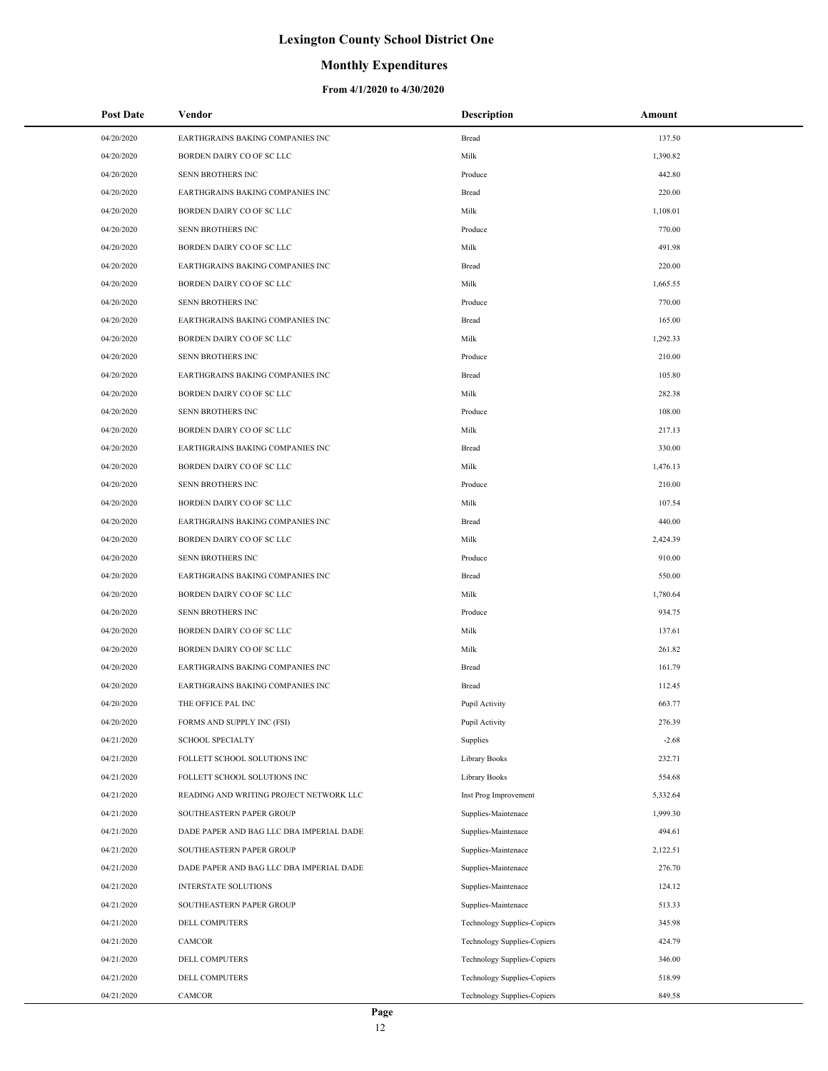# Lexington County School District One

## Monthly Expenditures

### From 4/1/2020 to 4/30/2020

| Post Date | Vendor | Description | Amount |
|---|---|---|---|
| 04/20/2020 | EARTHGRAINS BAKING COMPANIES INC | Bread | 137.50 |
| 04/20/2020 | BORDEN DAIRY CO OF SC LLC | Milk | 1,390.82 |
| 04/20/2020 | SENN BROTHERS INC | Produce | 442.80 |
| 04/20/2020 | EARTHGRAINS BAKING COMPANIES INC | Bread | 220.00 |
| 04/20/2020 | BORDEN DAIRY CO OF SC LLC | Milk | 1,108.01 |
| 04/20/2020 | SENN BROTHERS INC | Produce | 770.00 |
| 04/20/2020 | BORDEN DAIRY CO OF SC LLC | Milk | 491.98 |
| 04/20/2020 | EARTHGRAINS BAKING COMPANIES INC | Bread | 220.00 |
| 04/20/2020 | BORDEN DAIRY CO OF SC LLC | Milk | 1,665.55 |
| 04/20/2020 | SENN BROTHERS INC | Produce | 770.00 |
| 04/20/2020 | EARTHGRAINS BAKING COMPANIES INC | Bread | 165.00 |
| 04/20/2020 | BORDEN DAIRY CO OF SC LLC | Milk | 1,292.33 |
| 04/20/2020 | SENN BROTHERS INC | Produce | 210.00 |
| 04/20/2020 | EARTHGRAINS BAKING COMPANIES INC | Bread | 105.80 |
| 04/20/2020 | BORDEN DAIRY CO OF SC LLC | Milk | 282.38 |
| 04/20/2020 | SENN BROTHERS INC | Produce | 108.00 |
| 04/20/2020 | BORDEN DAIRY CO OF SC LLC | Milk | 217.13 |
| 04/20/2020 | EARTHGRAINS BAKING COMPANIES INC | Bread | 330.00 |
| 04/20/2020 | BORDEN DAIRY CO OF SC LLC | Milk | 1,476.13 |
| 04/20/2020 | SENN BROTHERS INC | Produce | 210.00 |
| 04/20/2020 | BORDEN DAIRY CO OF SC LLC | Milk | 107.54 |
| 04/20/2020 | EARTHGRAINS BAKING COMPANIES INC | Bread | 440.00 |
| 04/20/2020 | BORDEN DAIRY CO OF SC LLC | Milk | 2,424.39 |
| 04/20/2020 | SENN BROTHERS INC | Produce | 910.00 |
| 04/20/2020 | EARTHGRAINS BAKING COMPANIES INC | Bread | 550.00 |
| 04/20/2020 | BORDEN DAIRY CO OF SC LLC | Milk | 1,780.64 |
| 04/20/2020 | SENN BROTHERS INC | Produce | 934.75 |
| 04/20/2020 | BORDEN DAIRY CO OF SC LLC | Milk | 137.61 |
| 04/20/2020 | BORDEN DAIRY CO OF SC LLC | Milk | 261.82 |
| 04/20/2020 | EARTHGRAINS BAKING COMPANIES INC | Bread | 161.79 |
| 04/20/2020 | EARTHGRAINS BAKING COMPANIES INC | Bread | 112.45 |
| 04/20/2020 | THE OFFICE PAL INC | Pupil Activity | 663.77 |
| 04/20/2020 | FORMS AND SUPPLY INC (FSI) | Pupil Activity | 276.39 |
| 04/21/2020 | SCHOOL SPECIALTY | Supplies | -2.68 |
| 04/21/2020 | FOLLETT SCHOOL SOLUTIONS INC | Library Books | 232.71 |
| 04/21/2020 | FOLLETT SCHOOL SOLUTIONS INC | Library Books | 554.68 |
| 04/21/2020 | READING AND WRITING PROJECT NETWORK LLC | Inst Prog Improvement | 5,332.64 |
| 04/21/2020 | SOUTHEASTERN PAPER GROUP | Supplies-Maintenace | 1,999.30 |
| 04/21/2020 | DADE PAPER AND BAG LLC DBA IMPERIAL DADE | Supplies-Maintenace | 494.61 |
| 04/21/2020 | SOUTHEASTERN PAPER GROUP | Supplies-Maintenace | 2,122.51 |
| 04/21/2020 | DADE PAPER AND BAG LLC DBA IMPERIAL DADE | Supplies-Maintenace | 276.70 |
| 04/21/2020 | INTERSTATE SOLUTIONS | Supplies-Maintenace | 124.12 |
| 04/21/2020 | SOUTHEASTERN PAPER GROUP | Supplies-Maintenace | 513.33 |
| 04/21/2020 | DELL COMPUTERS | Technology Supplies-Copiers | 345.98 |
| 04/21/2020 | CAMCOR | Technology Supplies-Copiers | 424.79 |
| 04/21/2020 | DELL COMPUTERS | Technology Supplies-Copiers | 346.00 |
| 04/21/2020 | DELL COMPUTERS | Technology Supplies-Copiers | 518.99 |
| 04/21/2020 | CAMCOR | Technology Supplies-Copiers | 849.58 |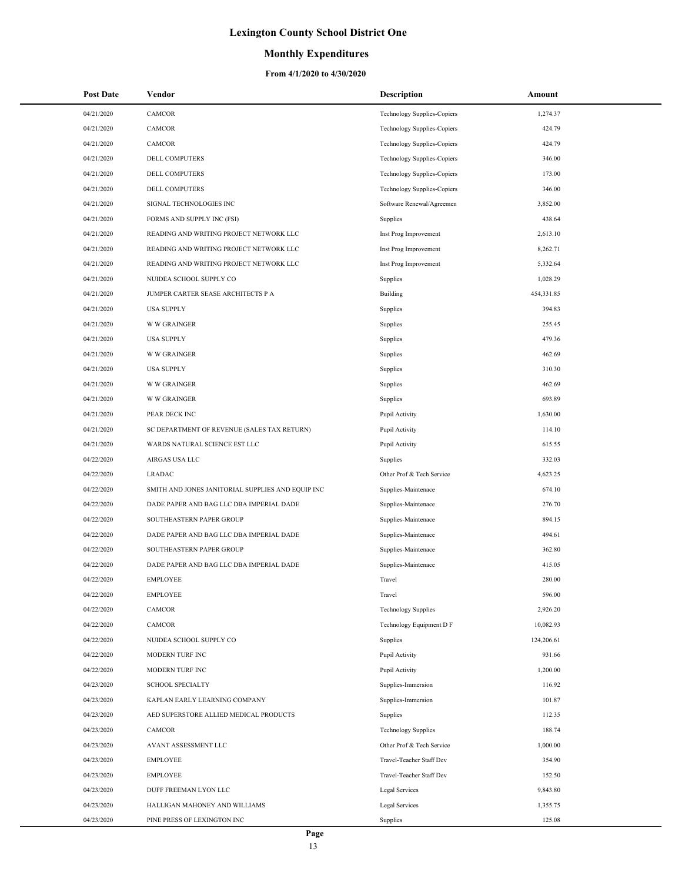# Lexington County School District One

## Monthly Expenditures

### From 4/1/2020 to 4/30/2020

| Post Date | Vendor | Description | Amount |
|---|---|---|---|
| 04/21/2020 | CAMCOR | Technology Supplies-Copiers | 1,274.37 |
| 04/21/2020 | CAMCOR | Technology Supplies-Copiers | 424.79 |
| 04/21/2020 | CAMCOR | Technology Supplies-Copiers | 424.79 |
| 04/21/2020 | DELL COMPUTERS | Technology Supplies-Copiers | 346.00 |
| 04/21/2020 | DELL COMPUTERS | Technology Supplies-Copiers | 173.00 |
| 04/21/2020 | DELL COMPUTERS | Technology Supplies-Copiers | 346.00 |
| 04/21/2020 | SIGNAL TECHNOLOGIES INC | Software Renewal/Agreemen | 3,852.00 |
| 04/21/2020 | FORMS AND SUPPLY INC (FSI) | Supplies | 438.64 |
| 04/21/2020 | READING AND WRITING PROJECT NETWORK LLC | Inst Prog Improvement | 2,613.10 |
| 04/21/2020 | READING AND WRITING PROJECT NETWORK LLC | Inst Prog Improvement | 8,262.71 |
| 04/21/2020 | READING AND WRITING PROJECT NETWORK LLC | Inst Prog Improvement | 5,332.64 |
| 04/21/2020 | NUIDEA SCHOOL SUPPLY CO | Supplies | 1,028.29 |
| 04/21/2020 | JUMPER CARTER SEASE ARCHITECTS P A | Building | 454,331.85 |
| 04/21/2020 | USA SUPPLY | Supplies | 394.83 |
| 04/21/2020 | W W GRAINGER | Supplies | 255.45 |
| 04/21/2020 | USA SUPPLY | Supplies | 479.36 |
| 04/21/2020 | W W GRAINGER | Supplies | 462.69 |
| 04/21/2020 | USA SUPPLY | Supplies | 310.30 |
| 04/21/2020 | W W GRAINGER | Supplies | 462.69 |
| 04/21/2020 | W W GRAINGER | Supplies | 693.89 |
| 04/21/2020 | PEAR DECK INC | Pupil Activity | 1,630.00 |
| 04/21/2020 | SC DEPARTMENT OF REVENUE (SALES TAX RETURN) | Pupil Activity | 114.10 |
| 04/21/2020 | WARDS NATURAL SCIENCE EST LLC | Pupil Activity | 615.55 |
| 04/22/2020 | AIRGAS USA LLC | Supplies | 332.03 |
| 04/22/2020 | LRADAC | Other Prof & Tech Service | 4,623.25 |
| 04/22/2020 | SMITH AND JONES JANITORIAL SUPPLIES AND EQUIP INC | Supplies-Maintenace | 674.10 |
| 04/22/2020 | DADE PAPER AND BAG LLC DBA IMPERIAL DADE | Supplies-Maintenace | 276.70 |
| 04/22/2020 | SOUTHEASTERN PAPER GROUP | Supplies-Maintenace | 894.15 |
| 04/22/2020 | DADE PAPER AND BAG LLC DBA IMPERIAL DADE | Supplies-Maintenace | 494.61 |
| 04/22/2020 | SOUTHEASTERN PAPER GROUP | Supplies-Maintenace | 362.80 |
| 04/22/2020 | DADE PAPER AND BAG LLC DBA IMPERIAL DADE | Supplies-Maintenace | 415.05 |
| 04/22/2020 | EMPLOYEE | Travel | 280.00 |
| 04/22/2020 | EMPLOYEE | Travel | 596.00 |
| 04/22/2020 | CAMCOR | Technology Supplies | 2,926.20 |
| 04/22/2020 | CAMCOR | Technology Equipment D F | 10,082.93 |
| 04/22/2020 | NUIDEA SCHOOL SUPPLY CO | Supplies | 124,206.61 |
| 04/22/2020 | MODERN TURF INC | Pupil Activity | 931.66 |
| 04/22/2020 | MODERN TURF INC | Pupil Activity | 1,200.00 |
| 04/23/2020 | SCHOOL SPECIALTY | Supplies-Immersion | 116.92 |
| 04/23/2020 | KAPLAN EARLY LEARNING COMPANY | Supplies-Immersion | 101.87 |
| 04/23/2020 | AED SUPERSTORE ALLIED MEDICAL PRODUCTS | Supplies | 112.35 |
| 04/23/2020 | CAMCOR | Technology Supplies | 188.74 |
| 04/23/2020 | AVANT ASSESSMENT LLC | Other Prof & Tech Service | 1,000.00 |
| 04/23/2020 | EMPLOYEE | Travel-Teacher Staff Dev | 354.90 |
| 04/23/2020 | EMPLOYEE | Travel-Teacher Staff Dev | 152.50 |
| 04/23/2020 | DUFF FREEMAN LYON LLC | Legal Services | 9,843.80 |
| 04/23/2020 | HALLIGAN MAHONEY AND WILLIAMS | Legal Services | 1,355.75 |
| 04/23/2020 | PINE PRESS OF LEXINGTON INC | Supplies | 125.08 |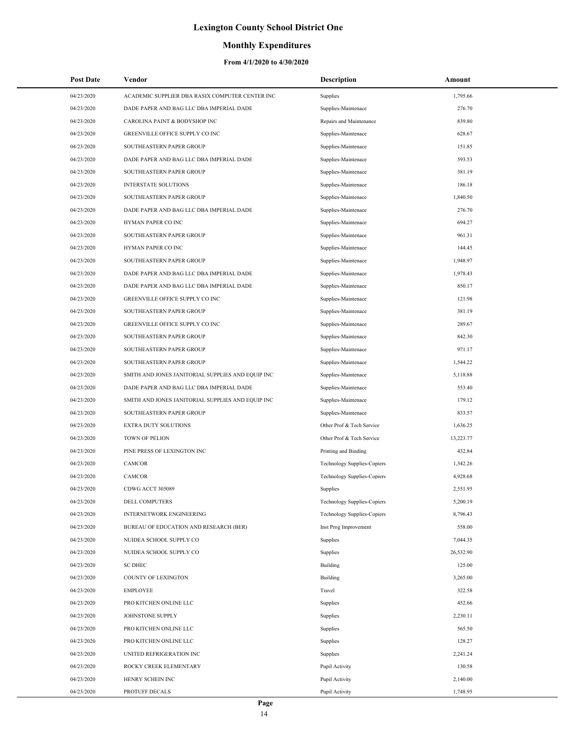# Lexington County School District One

## Monthly Expenditures

### From 4/1/2020 to 4/30/2020

| Post Date | Vendor | Description | Amount |
|---|---|---|---|
| 04/23/2020 | ACADEMIC SUPPLIER DBA RASIX COMPUTER CENTER INC | Supplies | 1,795.66 |
| 04/23/2020 | DADE PAPER AND BAG LLC DBA IMPERIAL DADE | Supplies-Maintenace | 276.70 |
| 04/23/2020 | CAROLINA PAINT & BODYSHOP INC | Repairs and Maintenance | 839.80 |
| 04/23/2020 | GREENVILLE OFFICE SUPPLY CO INC | Supplies-Maintenace | 628.67 |
| 04/23/2020 | SOUTHEASTERN PAPER GROUP | Supplies-Maintenace | 151.85 |
| 04/23/2020 | DADE PAPER AND BAG LLC DBA IMPERIAL DADE | Supplies-Maintenace | 593.53 |
| 04/23/2020 | SOUTHEASTERN PAPER GROUP | Supplies-Maintenace | 381.19 |
| 04/23/2020 | INTERSTATE SOLUTIONS | Supplies-Maintenace | 186.18 |
| 04/23/2020 | SOUTHEASTERN PAPER GROUP | Supplies-Maintenace | 1,840.50 |
| 04/23/2020 | DADE PAPER AND BAG LLC DBA IMPERIAL DADE | Supplies-Maintenace | 276.70 |
| 04/23/2020 | HYMAN PAPER CO INC | Supplies-Maintenace | 694.27 |
| 04/23/2020 | SOUTHEASTERN PAPER GROUP | Supplies-Maintenace | 961.31 |
| 04/23/2020 | HYMAN PAPER CO INC | Supplies-Maintenace | 144.45 |
| 04/23/2020 | SOUTHEASTERN PAPER GROUP | Supplies-Maintenace | 1,948.97 |
| 04/23/2020 | DADE PAPER AND BAG LLC DBA IMPERIAL DADE | Supplies-Maintenace | 1,978.43 |
| 04/23/2020 | DADE PAPER AND BAG LLC DBA IMPERIAL DADE | Supplies-Maintenace | 850.17 |
| 04/23/2020 | GREENVILLE OFFICE SUPPLY CO INC | Supplies-Maintenace | 121.98 |
| 04/23/2020 | SOUTHEASTERN PAPER GROUP | Supplies-Maintenace | 381.19 |
| 04/23/2020 | GREENVILLE OFFICE SUPPLY CO INC | Supplies-Maintenace | 289.67 |
| 04/23/2020 | SOUTHEASTERN PAPER GROUP | Supplies-Maintenace | 842.30 |
| 04/23/2020 | SOUTHEASTERN PAPER GROUP | Supplies-Maintenace | 971.17 |
| 04/23/2020 | SOUTHEASTERN PAPER GROUP | Supplies-Maintenace | 1,544.22 |
| 04/23/2020 | SMITH AND JONES JANITORIAL SUPPLIES AND EQUIP INC | Supplies-Maintenace | 5,118.88 |
| 04/23/2020 | DADE PAPER AND BAG LLC DBA IMPERIAL DADE | Supplies-Maintenace | 553.40 |
| 04/23/2020 | SMITH AND JONES JANITORIAL SUPPLIES AND EQUIP INC | Supplies-Maintenace | 179.12 |
| 04/23/2020 | SOUTHEASTERN PAPER GROUP | Supplies-Maintenace | 833.57 |
| 04/23/2020 | EXTRA DUTY SOLUTIONS | Other Prof & Tech Service | 1,636.25 |
| 04/23/2020 | TOWN OF PELION | Other Prof & Tech Service | 13,223.77 |
| 04/23/2020 | PINE PRESS OF LEXINGTON INC | Printing and Binding | 432.84 |
| 04/23/2020 | CAMCOR | Technology Supplies-Copiers | 1,342.26 |
| 04/23/2020 | CAMCOR | Technology Supplies-Copiers | 4,928.68 |
| 04/23/2020 | CDWG ACCT 305089 | Supplies | 2,551.95 |
| 04/23/2020 | DELL COMPUTERS | Technology Supplies-Copiers | 5,200.19 |
| 04/23/2020 | INTERNETWORK ENGINEERING | Technology Supplies-Copiers | 8,796.43 |
| 04/23/2020 | BUREAU OF EDUCATION AND RESEARCH (BER) | Inst Prog Improvement | 558.00 |
| 04/23/2020 | NUIDEA SCHOOL SUPPLY CO | Supplies | 7,044.35 |
| 04/23/2020 | NUIDEA SCHOOL SUPPLY CO | Supplies | 26,532.90 |
| 04/23/2020 | SC DHEC | Building | 125.00 |
| 04/23/2020 | COUNTY OF LEXINGTON | Building | 3,265.00 |
| 04/23/2020 | EMPLOYEE | Travel | 322.58 |
| 04/23/2020 | PRO KITCHEN ONLINE LLC | Supplies | 452.66 |
| 04/23/2020 | JOHNSTONE SUPPLY | Supplies | 2,230.11 |
| 04/23/2020 | PRO KITCHEN ONLINE LLC | Supplies | 565.50 |
| 04/23/2020 | PRO KITCHEN ONLINE LLC | Supplies | 128.27 |
| 04/23/2020 | UNITED REFRIGERATION INC | Supplies | 2,241.24 |
| 04/23/2020 | ROCKY CREEK ELEMENTARY | Pupil Activity | 130.58 |
| 04/23/2020 | HENRY SCHEIN INC | Pupil Activity | 2,140.00 |
| 04/23/2020 | PROTUFF DECALS | Pupil Activity | 1,748.95 |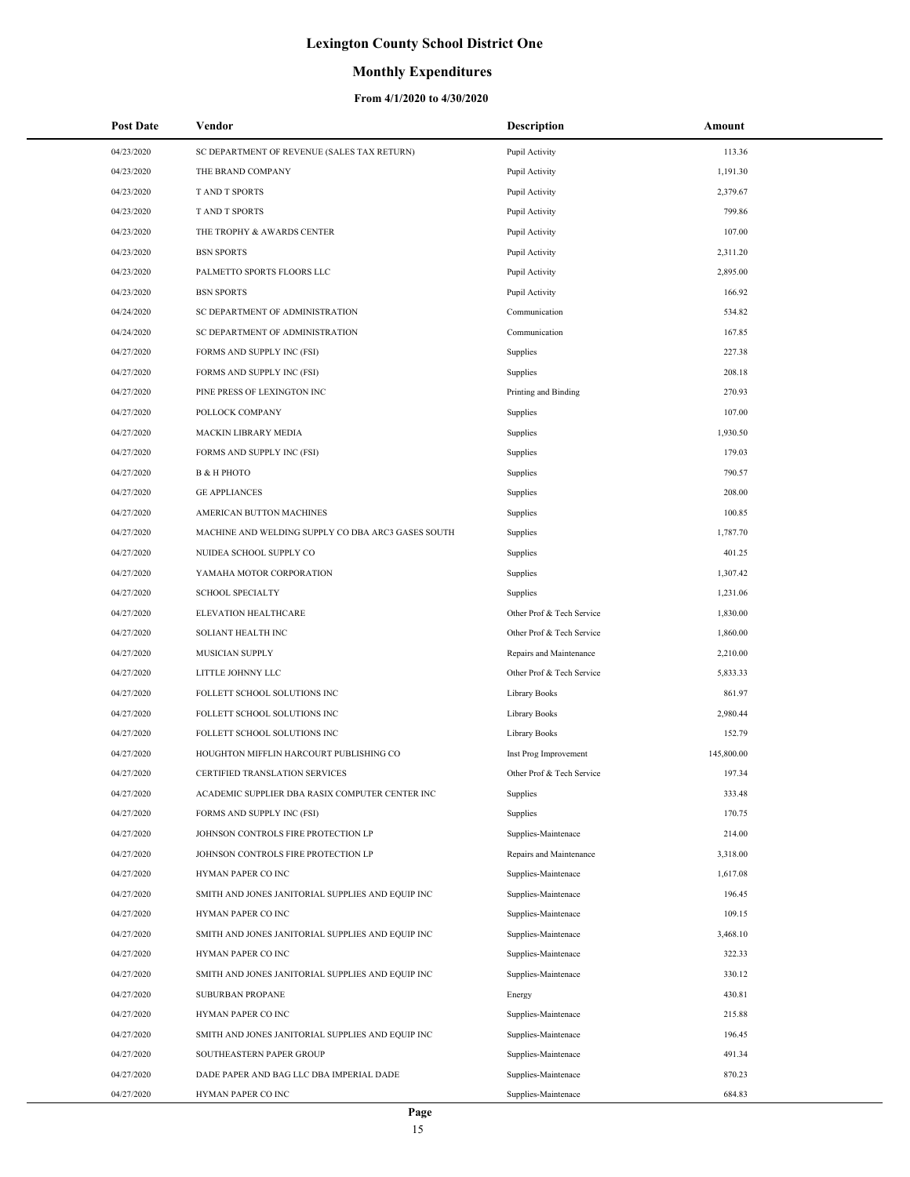# Lexington County School District One

## Monthly Expenditures

### From 4/1/2020 to 4/30/2020

| Post Date | Vendor | Description | Amount |
|---|---|---|---|
| 04/23/2020 | SC DEPARTMENT OF REVENUE (SALES TAX RETURN) | Pupil Activity | 113.36 |
| 04/23/2020 | THE BRAND COMPANY | Pupil Activity | 1,191.30 |
| 04/23/2020 | T AND T SPORTS | Pupil Activity | 2,379.67 |
| 04/23/2020 | T AND T SPORTS | Pupil Activity | 799.86 |
| 04/23/2020 | THE TROPHY & AWARDS CENTER | Pupil Activity | 107.00 |
| 04/23/2020 | BSN SPORTS | Pupil Activity | 2,311.20 |
| 04/23/2020 | PALMETTO SPORTS FLOORS LLC | Pupil Activity | 2,895.00 |
| 04/23/2020 | BSN SPORTS | Pupil Activity | 166.92 |
| 04/24/2020 | SC DEPARTMENT OF ADMINISTRATION | Communication | 534.82 |
| 04/24/2020 | SC DEPARTMENT OF ADMINISTRATION | Communication | 167.85 |
| 04/27/2020 | FORMS AND SUPPLY INC (FSI) | Supplies | 227.38 |
| 04/27/2020 | FORMS AND SUPPLY INC (FSI) | Supplies | 208.18 |
| 04/27/2020 | PINE PRESS OF LEXINGTON INC | Printing and Binding | 270.93 |
| 04/27/2020 | POLLOCK COMPANY | Supplies | 107.00 |
| 04/27/2020 | MACKIN LIBRARY MEDIA | Supplies | 1,930.50 |
| 04/27/2020 | FORMS AND SUPPLY INC (FSI) | Supplies | 179.03 |
| 04/27/2020 | B & H PHOTO | Supplies | 790.57 |
| 04/27/2020 | GE APPLIANCES | Supplies | 208.00 |
| 04/27/2020 | AMERICAN BUTTON MACHINES | Supplies | 100.85 |
| 04/27/2020 | MACHINE AND WELDING SUPPLY CO DBA ARC3 GASES SOUTH | Supplies | 1,787.70 |
| 04/27/2020 | NUIDEA SCHOOL SUPPLY CO | Supplies | 401.25 |
| 04/27/2020 | YAMAHA MOTOR CORPORATION | Supplies | 1,307.42 |
| 04/27/2020 | SCHOOL SPECIALTY | Supplies | 1,231.06 |
| 04/27/2020 | ELEVATION HEALTHCARE | Other Prof & Tech Service | 1,830.00 |
| 04/27/2020 | SOLIANT HEALTH INC | Other Prof & Tech Service | 1,860.00 |
| 04/27/2020 | MUSICIAN SUPPLY | Repairs and Maintenance | 2,210.00 |
| 04/27/2020 | LITTLE JOHNNY LLC | Other Prof & Tech Service | 5,833.33 |
| 04/27/2020 | FOLLETT SCHOOL SOLUTIONS INC | Library Books | 861.97 |
| 04/27/2020 | FOLLETT SCHOOL SOLUTIONS INC | Library Books | 2,980.44 |
| 04/27/2020 | FOLLETT SCHOOL SOLUTIONS INC | Library Books | 152.79 |
| 04/27/2020 | HOUGHTON MIFFLIN HARCOURT PUBLISHING CO | Inst Prog Improvement | 145,800.00 |
| 04/27/2020 | CERTIFIED TRANSLATION SERVICES | Other Prof & Tech Service | 197.34 |
| 04/27/2020 | ACADEMIC SUPPLIER DBA RASIX COMPUTER CENTER INC | Supplies | 333.48 |
| 04/27/2020 | FORMS AND SUPPLY INC (FSI) | Supplies | 170.75 |
| 04/27/2020 | JOHNSON CONTROLS FIRE PROTECTION LP | Supplies-Maintenace | 214.00 |
| 04/27/2020 | JOHNSON CONTROLS FIRE PROTECTION LP | Repairs and Maintenance | 3,318.00 |
| 04/27/2020 | HYMAN PAPER CO INC | Supplies-Maintenace | 1,617.08 |
| 04/27/2020 | SMITH AND JONES JANITORIAL SUPPLIES AND EQUIP INC | Supplies-Maintenace | 196.45 |
| 04/27/2020 | HYMAN PAPER CO INC | Supplies-Maintenace | 109.15 |
| 04/27/2020 | SMITH AND JONES JANITORIAL SUPPLIES AND EQUIP INC | Supplies-Maintenace | 3,468.10 |
| 04/27/2020 | HYMAN PAPER CO INC | Supplies-Maintenace | 322.33 |
| 04/27/2020 | SMITH AND JONES JANITORIAL SUPPLIES AND EQUIP INC | Supplies-Maintenace | 330.12 |
| 04/27/2020 | SUBURBAN PROPANE | Energy | 430.81 |
| 04/27/2020 | HYMAN PAPER CO INC | Supplies-Maintenace | 215.88 |
| 04/27/2020 | SMITH AND JONES JANITORIAL SUPPLIES AND EQUIP INC | Supplies-Maintenace | 196.45 |
| 04/27/2020 | SOUTHEASTERN PAPER GROUP | Supplies-Maintenace | 491.34 |
| 04/27/2020 | DADE PAPER AND BAG LLC DBA IMPERIAL DADE | Supplies-Maintenace | 870.23 |
| 04/27/2020 | HYMAN PAPER CO INC | Supplies-Maintenace | 684.83 |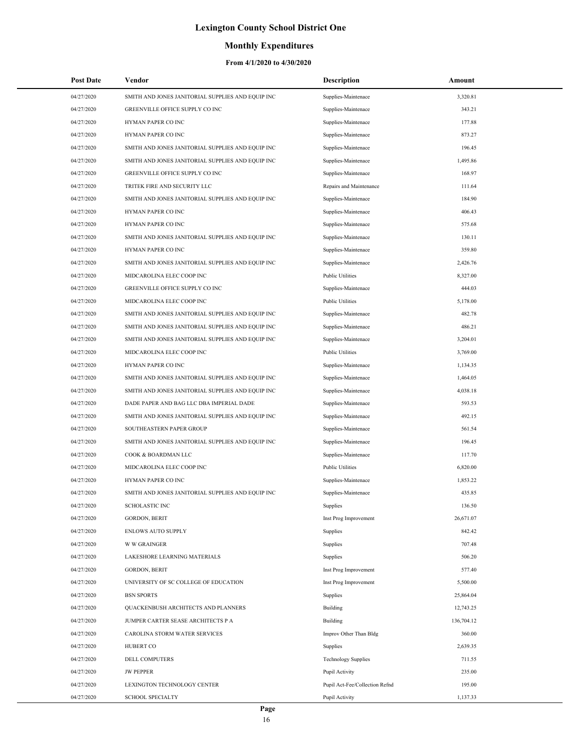# Lexington County School District One

## Monthly Expenditures

### From 4/1/2020 to 4/30/2020

| Post Date | Vendor | Description | Amount |
|---|---|---|---|
| 04/27/2020 | SMITH AND JONES JANITORIAL SUPPLIES AND EQUIP INC | Supplies-Maintenace | 3,320.81 |
| 04/27/2020 | GREENVILLE OFFICE SUPPLY CO INC | Supplies-Maintenace | 343.21 |
| 04/27/2020 | HYMAN PAPER CO INC | Supplies-Maintenace | 177.88 |
| 04/27/2020 | HYMAN PAPER CO INC | Supplies-Maintenace | 873.27 |
| 04/27/2020 | SMITH AND JONES JANITORIAL SUPPLIES AND EQUIP INC | Supplies-Maintenace | 196.45 |
| 04/27/2020 | SMITH AND JONES JANITORIAL SUPPLIES AND EQUIP INC | Supplies-Maintenace | 1,495.86 |
| 04/27/2020 | GREENVILLE OFFICE SUPPLY CO INC | Supplies-Maintenace | 168.97 |
| 04/27/2020 | TRITEK FIRE AND SECURITY LLC | Repairs and Maintenance | 111.64 |
| 04/27/2020 | SMITH AND JONES JANITORIAL SUPPLIES AND EQUIP INC | Supplies-Maintenace | 184.90 |
| 04/27/2020 | HYMAN PAPER CO INC | Supplies-Maintenace | 406.43 |
| 04/27/2020 | HYMAN PAPER CO INC | Supplies-Maintenace | 575.68 |
| 04/27/2020 | SMITH AND JONES JANITORIAL SUPPLIES AND EQUIP INC | Supplies-Maintenace | 130.11 |
| 04/27/2020 | HYMAN PAPER CO INC | Supplies-Maintenace | 359.80 |
| 04/27/2020 | SMITH AND JONES JANITORIAL SUPPLIES AND EQUIP INC | Supplies-Maintenace | 2,426.76 |
| 04/27/2020 | MIDCAROLINA ELEC COOP INC | Public Utilities | 8,327.00 |
| 04/27/2020 | GREENVILLE OFFICE SUPPLY CO INC | Supplies-Maintenace | 444.03 |
| 04/27/2020 | MIDCAROLINA ELEC COOP INC | Public Utilities | 5,178.00 |
| 04/27/2020 | SMITH AND JONES JANITORIAL SUPPLIES AND EQUIP INC | Supplies-Maintenace | 482.78 |
| 04/27/2020 | SMITH AND JONES JANITORIAL SUPPLIES AND EQUIP INC | Supplies-Maintenace | 486.21 |
| 04/27/2020 | SMITH AND JONES JANITORIAL SUPPLIES AND EQUIP INC | Supplies-Maintenace | 3,204.01 |
| 04/27/2020 | MIDCAROLINA ELEC COOP INC | Public Utilities | 3,769.00 |
| 04/27/2020 | HYMAN PAPER CO INC | Supplies-Maintenace | 1,134.35 |
| 04/27/2020 | SMITH AND JONES JANITORIAL SUPPLIES AND EQUIP INC | Supplies-Maintenace | 1,464.05 |
| 04/27/2020 | SMITH AND JONES JANITORIAL SUPPLIES AND EQUIP INC | Supplies-Maintenace | 4,038.18 |
| 04/27/2020 | DADE PAPER AND BAG LLC DBA IMPERIAL DADE | Supplies-Maintenace | 593.53 |
| 04/27/2020 | SMITH AND JONES JANITORIAL SUPPLIES AND EQUIP INC | Supplies-Maintenace | 492.15 |
| 04/27/2020 | SOUTHEASTERN PAPER GROUP | Supplies-Maintenace | 561.54 |
| 04/27/2020 | SMITH AND JONES JANITORIAL SUPPLIES AND EQUIP INC | Supplies-Maintenace | 196.45 |
| 04/27/2020 | COOK & BOARDMAN LLC | Supplies-Maintenace | 117.70 |
| 04/27/2020 | MIDCAROLINA ELEC COOP INC | Public Utilities | 6,820.00 |
| 04/27/2020 | HYMAN PAPER CO INC | Supplies-Maintenace | 1,853.22 |
| 04/27/2020 | SMITH AND JONES JANITORIAL SUPPLIES AND EQUIP INC | Supplies-Maintenace | 435.85 |
| 04/27/2020 | SCHOLASTIC INC | Supplies | 136.50 |
| 04/27/2020 | GORDON, BERIT | Inst Prog Improvement | 26,671.07 |
| 04/27/2020 | ENLOWS AUTO SUPPLY | Supplies | 842.42 |
| 04/27/2020 | W W GRAINGER | Supplies | 707.48 |
| 04/27/2020 | LAKESHORE LEARNING MATERIALS | Supplies | 506.20 |
| 04/27/2020 | GORDON, BERIT | Inst Prog Improvement | 577.40 |
| 04/27/2020 | UNIVERSITY OF SC COLLEGE OF EDUCATION | Inst Prog Improvement | 5,500.00 |
| 04/27/2020 | BSN SPORTS | Supplies | 25,864.04 |
| 04/27/2020 | QUACKENBUSH ARCHITECTS AND PLANNERS | Building | 12,743.25 |
| 04/27/2020 | JUMPER CARTER SEASE ARCHITECTS P A | Building | 136,704.12 |
| 04/27/2020 | CAROLINA STORM WATER SERVICES | Improv Other Than Bldg | 360.00 |
| 04/27/2020 | HUBERT CO | Supplies | 2,639.35 |
| 04/27/2020 | DELL COMPUTERS | Technology Supplies | 711.55 |
| 04/27/2020 | JW PEPPER | Pupil Activity | 235.00 |
| 04/27/2020 | LEXINGTON TECHNOLOGY CENTER | Pupil Act-Fee/Collection Refnd | 195.00 |
| 04/27/2020 | SCHOOL SPECIALTY | Pupil Activity | 1,137.33 |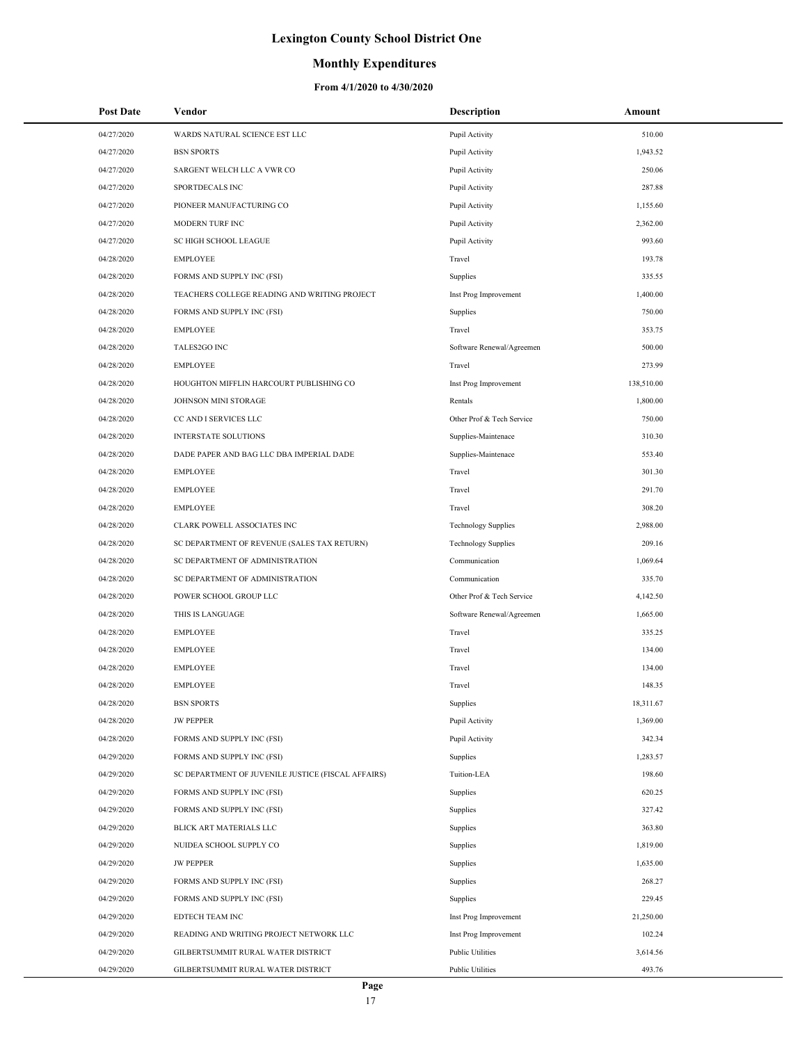# Lexington County School District One

## Monthly Expenditures

### From 4/1/2020 to 4/30/2020

| Post Date | Vendor | Description | Amount |
|---|---|---|---|
| 04/27/2020 | WARDS NATURAL SCIENCE EST LLC | Pupil Activity | 510.00 |
| 04/27/2020 | BSN SPORTS | Pupil Activity | 1,943.52 |
| 04/27/2020 | SARGENT WELCH LLC A VWR CO | Pupil Activity | 250.06 |
| 04/27/2020 | SPORTDECALS INC | Pupil Activity | 287.88 |
| 04/27/2020 | PIONEER MANUFACTURING CO | Pupil Activity | 1,155.60 |
| 04/27/2020 | MODERN TURF INC | Pupil Activity | 2,362.00 |
| 04/27/2020 | SC HIGH SCHOOL LEAGUE | Pupil Activity | 993.60 |
| 04/28/2020 | EMPLOYEE | Travel | 193.78 |
| 04/28/2020 | FORMS AND SUPPLY INC (FSI) | Supplies | 335.55 |
| 04/28/2020 | TEACHERS COLLEGE READING AND WRITING PROJECT | Inst Prog Improvement | 1,400.00 |
| 04/28/2020 | FORMS AND SUPPLY INC (FSI) | Supplies | 750.00 |
| 04/28/2020 | EMPLOYEE | Travel | 353.75 |
| 04/28/2020 | TALES2GO INC | Software Renewal/Agreemen | 500.00 |
| 04/28/2020 | EMPLOYEE | Travel | 273.99 |
| 04/28/2020 | HOUGHTON MIFFLIN HARCOURT PUBLISHING CO | Inst Prog Improvement | 138,510.00 |
| 04/28/2020 | JOHNSON MINI STORAGE | Rentals | 1,800.00 |
| 04/28/2020 | CC AND I SERVICES LLC | Other Prof & Tech Service | 750.00 |
| 04/28/2020 | INTERSTATE SOLUTIONS | Supplies-Maintenace | 310.30 |
| 04/28/2020 | DADE PAPER AND BAG LLC DBA IMPERIAL DADE | Supplies-Maintenace | 553.40 |
| 04/28/2020 | EMPLOYEE | Travel | 301.30 |
| 04/28/2020 | EMPLOYEE | Travel | 291.70 |
| 04/28/2020 | EMPLOYEE | Travel | 308.20 |
| 04/28/2020 | CLARK POWELL ASSOCIATES INC | Technology Supplies | 2,988.00 |
| 04/28/2020 | SC DEPARTMENT OF REVENUE (SALES TAX RETURN) | Technology Supplies | 209.16 |
| 04/28/2020 | SC DEPARTMENT OF ADMINISTRATION | Communication | 1,069.64 |
| 04/28/2020 | SC DEPARTMENT OF ADMINISTRATION | Communication | 335.70 |
| 04/28/2020 | POWER SCHOOL GROUP LLC | Other Prof & Tech Service | 4,142.50 |
| 04/28/2020 | THIS IS LANGUAGE | Software Renewal/Agreemen | 1,665.00 |
| 04/28/2020 | EMPLOYEE | Travel | 335.25 |
| 04/28/2020 | EMPLOYEE | Travel | 134.00 |
| 04/28/2020 | EMPLOYEE | Travel | 134.00 |
| 04/28/2020 | EMPLOYEE | Travel | 148.35 |
| 04/28/2020 | BSN SPORTS | Supplies | 18,311.67 |
| 04/28/2020 | JW PEPPER | Pupil Activity | 1,369.00 |
| 04/28/2020 | FORMS AND SUPPLY INC (FSI) | Pupil Activity | 342.34 |
| 04/29/2020 | FORMS AND SUPPLY INC (FSI) | Supplies | 1,283.57 |
| 04/29/2020 | SC DEPARTMENT OF JUVENILE JUSTICE (FISCAL AFFAIRS) | Tuition-LEA | 198.60 |
| 04/29/2020 | FORMS AND SUPPLY INC (FSI) | Supplies | 620.25 |
| 04/29/2020 | FORMS AND SUPPLY INC (FSI) | Supplies | 327.42 |
| 04/29/2020 | BLICK ART MATERIALS LLC | Supplies | 363.80 |
| 04/29/2020 | NUIDEA SCHOOL SUPPLY CO | Supplies | 1,819.00 |
| 04/29/2020 | JW PEPPER | Supplies | 1,635.00 |
| 04/29/2020 | FORMS AND SUPPLY INC (FSI) | Supplies | 268.27 |
| 04/29/2020 | FORMS AND SUPPLY INC (FSI) | Supplies | 229.45 |
| 04/29/2020 | EDTECH TEAM INC | Inst Prog Improvement | 21,250.00 |
| 04/29/2020 | READING AND WRITING PROJECT NETWORK LLC | Inst Prog Improvement | 102.24 |
| 04/29/2020 | GILBERTSUMMIT RURAL WATER DISTRICT | Public Utilities | 3,614.56 |
| 04/29/2020 | GILBERTSUMMIT RURAL WATER DISTRICT | Public Utilities | 493.76 |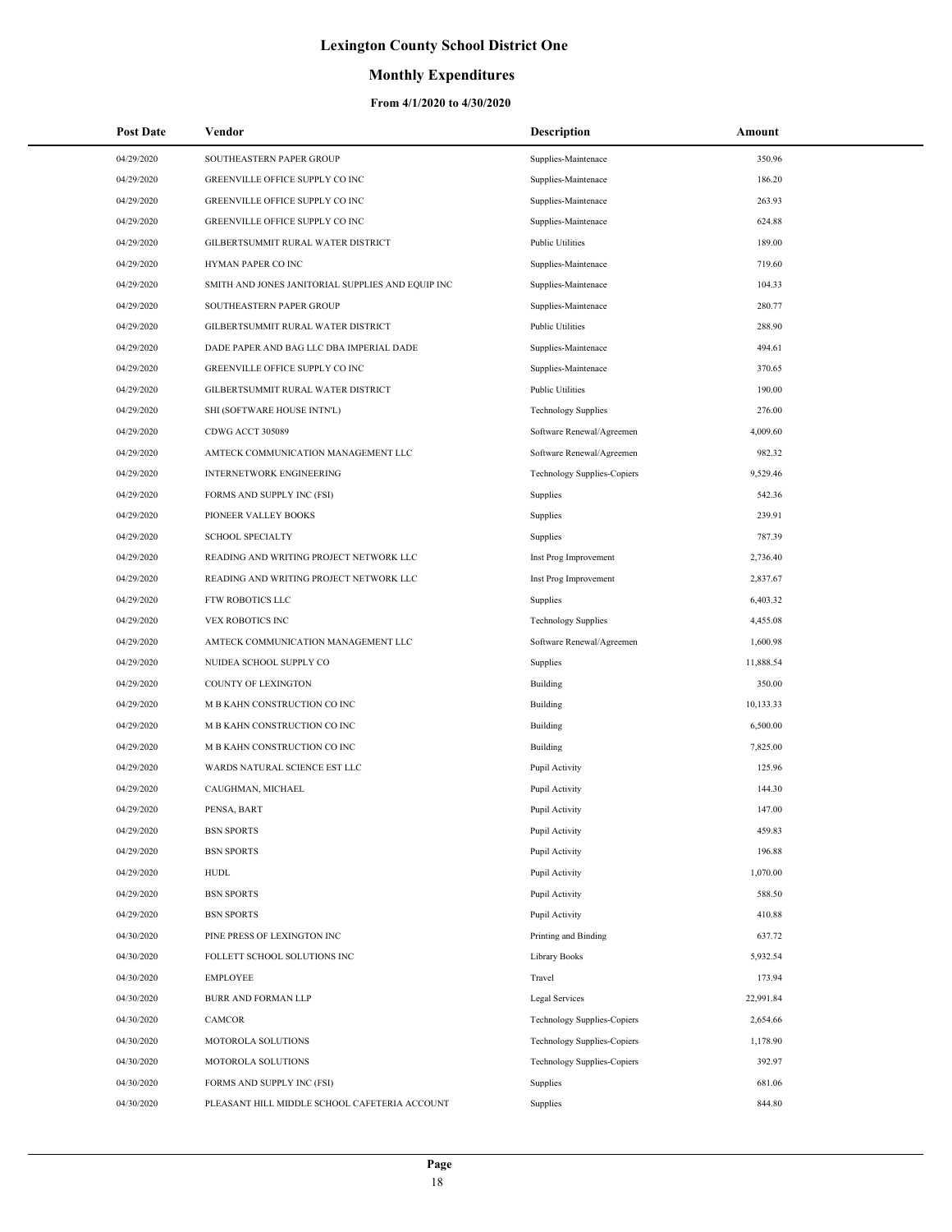# Lexington County School District One

## Monthly Expenditures

### From 4/1/2020 to 4/30/2020

| Post Date | Vendor | Description | Amount |
|---|---|---|---|
| 04/29/2020 | SOUTHEASTERN PAPER GROUP | Supplies-Maintenace | 350.96 |
| 04/29/2020 | GREENVILLE OFFICE SUPPLY CO INC | Supplies-Maintenace | 186.20 |
| 04/29/2020 | GREENVILLE OFFICE SUPPLY CO INC | Supplies-Maintenace | 263.93 |
| 04/29/2020 | GREENVILLE OFFICE SUPPLY CO INC | Supplies-Maintenace | 624.88 |
| 04/29/2020 | GILBERTSUMMIT RURAL WATER DISTRICT | Public Utilities | 189.00 |
| 04/29/2020 | HYMAN PAPER CO INC | Supplies-Maintenace | 719.60 |
| 04/29/2020 | SMITH AND JONES JANITORIAL SUPPLIES AND EQUIP INC | Supplies-Maintenace | 104.33 |
| 04/29/2020 | SOUTHEASTERN PAPER GROUP | Supplies-Maintenace | 280.77 |
| 04/29/2020 | GILBERTSUMMIT RURAL WATER DISTRICT | Public Utilities | 288.90 |
| 04/29/2020 | DADE PAPER AND BAG LLC DBA IMPERIAL DADE | Supplies-Maintenace | 494.61 |
| 04/29/2020 | GREENVILLE OFFICE SUPPLY CO INC | Supplies-Maintenace | 370.65 |
| 04/29/2020 | GILBERTSUMMIT RURAL WATER DISTRICT | Public Utilities | 190.00 |
| 04/29/2020 | SHI (SOFTWARE HOUSE INTN'L) | Technology Supplies | 276.00 |
| 04/29/2020 | CDWG ACCT 305089 | Software Renewal/Agreemen | 4,009.60 |
| 04/29/2020 | AMTECK COMMUNICATION MANAGEMENT LLC | Software Renewal/Agreemen | 982.32 |
| 04/29/2020 | INTERNETWORK ENGINEERING | Technology Supplies-Copiers | 9,529.46 |
| 04/29/2020 | FORMS AND SUPPLY INC (FSI) | Supplies | 542.36 |
| 04/29/2020 | PIONEER VALLEY BOOKS | Supplies | 239.91 |
| 04/29/2020 | SCHOOL SPECIALTY | Supplies | 787.39 |
| 04/29/2020 | READING AND WRITING PROJECT NETWORK LLC | Inst Prog Improvement | 2,736.40 |
| 04/29/2020 | READING AND WRITING PROJECT NETWORK LLC | Inst Prog Improvement | 2,837.67 |
| 04/29/2020 | FTW ROBOTICS LLC | Supplies | 6,403.32 |
| 04/29/2020 | VEX ROBOTICS INC | Technology Supplies | 4,455.08 |
| 04/29/2020 | AMTECK COMMUNICATION MANAGEMENT LLC | Software Renewal/Agreemen | 1,600.98 |
| 04/29/2020 | NUIDEA SCHOOL SUPPLY CO | Supplies | 11,888.54 |
| 04/29/2020 | COUNTY OF LEXINGTON | Building | 350.00 |
| 04/29/2020 | M B KAHN CONSTRUCTION CO INC | Building | 10,133.33 |
| 04/29/2020 | M B KAHN CONSTRUCTION CO INC | Building | 6,500.00 |
| 04/29/2020 | M B KAHN CONSTRUCTION CO INC | Building | 7,825.00 |
| 04/29/2020 | WARDS NATURAL SCIENCE EST LLC | Pupil Activity | 125.96 |
| 04/29/2020 | CAUGHMAN, MICHAEL | Pupil Activity | 144.30 |
| 04/29/2020 | PENSA, BART | Pupil Activity | 147.00 |
| 04/29/2020 | BSN SPORTS | Pupil Activity | 459.83 |
| 04/29/2020 | BSN SPORTS | Pupil Activity | 196.88 |
| 04/29/2020 | HUDL | Pupil Activity | 1,070.00 |
| 04/29/2020 | BSN SPORTS | Pupil Activity | 588.50 |
| 04/29/2020 | BSN SPORTS | Pupil Activity | 410.88 |
| 04/30/2020 | PINE PRESS OF LEXINGTON INC | Printing and Binding | 637.72 |
| 04/30/2020 | FOLLETT SCHOOL SOLUTIONS INC | Library Books | 5,932.54 |
| 04/30/2020 | EMPLOYEE | Travel | 173.94 |
| 04/30/2020 | BURR AND FORMAN LLP | Legal Services | 22,991.84 |
| 04/30/2020 | CAMCOR | Technology Supplies-Copiers | 2,654.66 |
| 04/30/2020 | MOTOROLA SOLUTIONS | Technology Supplies-Copiers | 1,178.90 |
| 04/30/2020 | MOTOROLA SOLUTIONS | Technology Supplies-Copiers | 392.97 |
| 04/30/2020 | FORMS AND SUPPLY INC (FSI) | Supplies | 681.06 |
| 04/30/2020 | PLEASANT HILL MIDDLE SCHOOL CAFETERIA ACCOUNT | Supplies | 844.80 |